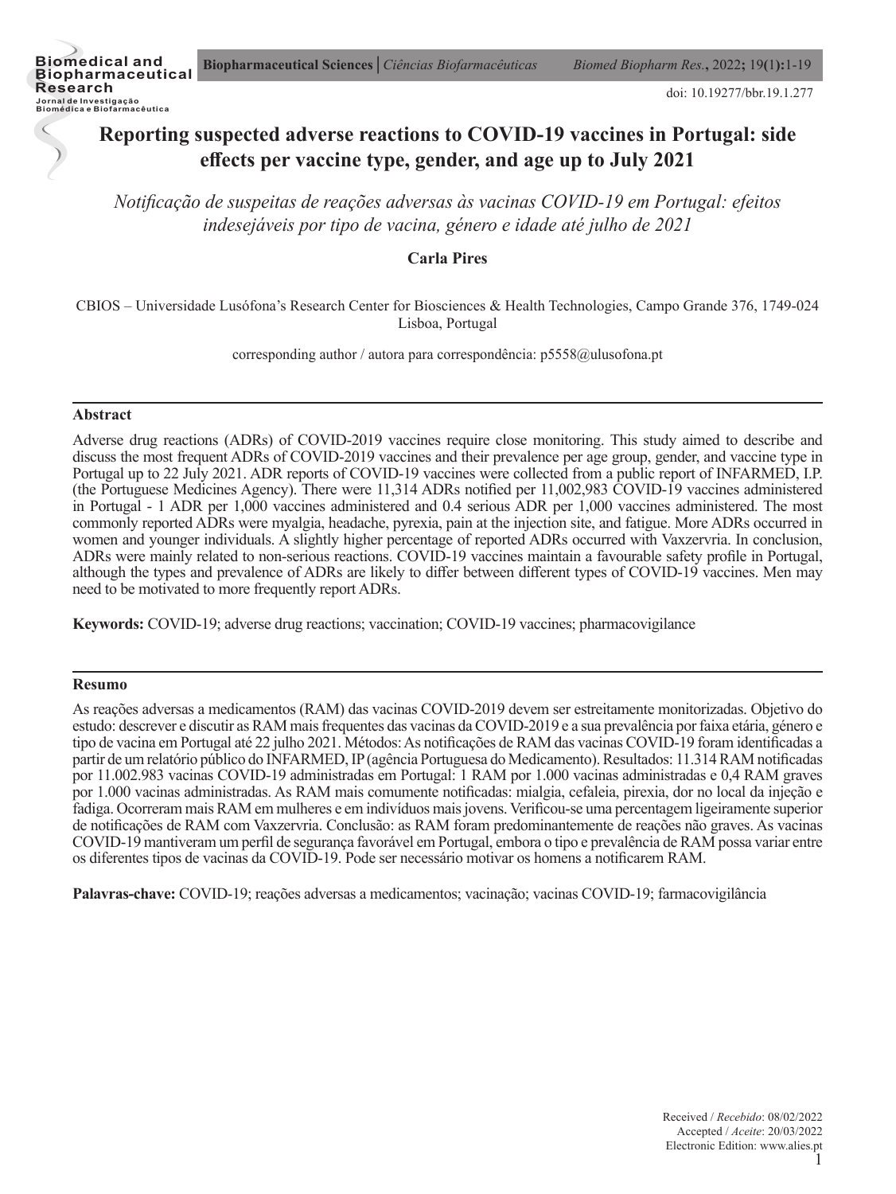doi: 10.19277/bbr.19.1.277

# Reporting suspected adverse reactions to COVID-19 vaccines in Portugal: side effects per vaccine type, gender, and age up to July 2021

*Notificação de suspeitas de reações adversas às vacinas COVID-19 em Portugal: efeitos indesejáveis por tipo de vacina, género e idade até julho de 2021*

**Carla Pires**

CBIOS – Universidade Lusófona's Research Center for Biosciences & Health Technologies, Campo Grande 376, 1749-024 Lisboa, Portugal

corresponding author / autora para correspondência: p5558@ulusofona.pt

## Abstract

Adverse drug reactions (ADRs) of COVID-2019 vaccines require close monitoring. This study aimed to describe and discuss the most frequent ADRs of COVID-2019 vaccines and their prevalence per age group, gender, and vaccine type in Portugal up to 22 July 2021. ADR reports of COVID-19 vaccines were collected from a public report of INFARMED, I.P. (the Portuguese Medicines Agency). There were 11,314 ADRs notified per 11,002,983 COVID-19 vaccines administered in Portugal - 1 ADR per 1,000 vaccines administered and 0.4 serious ADR per 1,000 vaccines administered. The most commonly reported ADRs were myalgia, headache, pyrexia, pain at the injection site, and fatigue. More ADRs occurred in women and younger individuals. A slightly higher percentage of reported ADRs occurred with Vaxzervria. In conclusion, ADRs were mainly related to non-serious reactions. COVID-19 vaccines maintain a favourable safety profile in Portugal, although the types and prevalence of ADRs are likely to differ between different types of COVID-19 vaccines. Men may need to be motivated to more frequently report ADRs.

**Keywords:** COVID-19; adverse drug reactions; vaccination; COVID-19 vaccines; pharmacovigilance

## Resumo

As reações adversas a medicamentos (RAM) das vacinas COVID-2019 devem ser estreitamente monitorizadas. Objetivo do estudo: descrever e discutir as RAM mais frequentes das vacinas da COVID-2019 e a sua prevalência por faixa etária, género e tipo de vacina em Portugal até 22 julho 2021. Métodos: As notificações de RAM das vacinas COVID-19 foram identificadas a partir de um relatório público do INFARMED, IP (agência Portuguesa do Medicamento). Resultados: 11.314 RAM notificadas por 11.002.983 vacinas COVID-19 administradas em Portugal: 1 RAM por 1.000 vacinas administradas e 0,4 RAM graves por 1.000 vacinas administradas. As RAM mais comumente notificadas: mialgia, cefaleia, pirexia, dor no local da injeção e fadiga. Ocorreram mais RAM em mulheres e em indivíduos mais jovens. Verificou-se uma percentagem ligeiramente superior de notificações de RAM com Vaxzervria. Conclusão: as RAM foram predominantemente de reações não graves. As vacinas COVID-19 mantiveram um perfil de segurança favorável em Portugal, embora o tipo e prevalência de RAM possa variar entre os diferentes tipos de vacinas da COVID-19. Pode ser necessário motivar os homens a notificarem RAM.

**Palavras-chave:** COVID-19; reações adversas a medicamentos; vacinação; vacinas COVID-19; farmacovigilância

Received / *Recebido*: 08/02/2022
Accepted / *Aceite*: 20/03/2022
Electronic Edition: www.alies.pt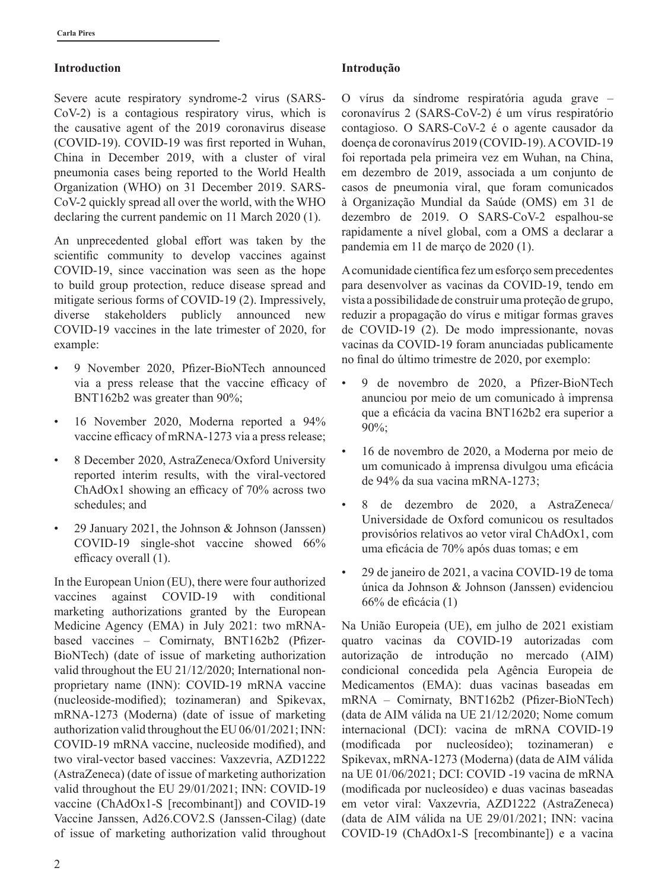## Introduction

Severe acute respiratory syndrome-2 virus (SARS-CoV-2) is a contagious respiratory virus, which is the causative agent of the 2019 coronavirus disease (COVID-19). COVID-19 was first reported in Wuhan, China in December 2019, with a cluster of viral pneumonia cases being reported to the World Health Organization (WHO) on 31 December 2019. SARS-CoV-2 quickly spread all over the world, with the WHO declaring the current pandemic on 11 March 2020 (1).

An unprecedented global effort was taken by the scientific community to develop vaccines against COVID-19, since vaccination was seen as the hope to build group protection, reduce disease spread and mitigate serious forms of COVID-19 (2). Impressively, diverse stakeholders publicly announced new COVID-19 vaccines in the late trimester of 2020, for example:

- 9 November 2020, Pfizer-BioNTech announced via a press release that the vaccine efficacy of BNT162b2 was greater than 90%;
- 16 November 2020, Moderna reported a 94% vaccine efficacy of mRNA-1273 via a press release;
- 8 December 2020, AstraZeneca/Oxford University reported interim results, with the viral-vectored ChAdOx1 showing an efficacy of 70% across two schedules; and
- 29 January 2021, the Johnson & Johnson (Janssen) COVID-19 single-shot vaccine showed 66% efficacy overall (1).

In the European Union (EU), there were four authorized vaccines against COVID-19 with conditional marketing authorizations granted by the European Medicine Agency (EMA) in July 2021: two mRNA-based vaccines – Comirnaty, BNT162b2 (Pfizer-BioNTech) (date of issue of marketing authorization valid throughout the EU 21/12/2020; International non-proprietary name (INN): COVID-19 mRNA vaccine (nucleoside-modified); tozinameran) and Spikevax, mRNA-1273 (Moderna) (date of issue of marketing authorization valid throughout the EU 06/01/2021; INN: COVID-19 mRNA vaccine, nucleoside modified), and two viral-vector based vaccines: Vaxzevria, AZD1222 (AstraZeneca) (date of issue of marketing authorization valid throughout the EU 29/01/2021; INN: COVID-19 vaccine (ChAdOx1-S [recombinant]) and COVID-19 Vaccine Janssen, Ad26.COV2.S (Janssen-Cilag) (date of issue of marketing authorization valid throughout

## Introdução

O vírus da síndrome respiratória aguda grave – coronavírus 2 (SARS-CoV-2) é um vírus respiratório contagioso. O SARS-CoV-2 é o agente causador da doença de coronavírus 2019 (COVID-19). A COVID-19 foi reportada pela primeira vez em Wuhan, na China, em dezembro de 2019, associada a um conjunto de casos de pneumonia viral, que foram comunicados à Organização Mundial da Saúde (OMS) em 31 de dezembro de 2019. O SARS-CoV-2 espalhou-se rapidamente a nível global, com a OMS a declarar a pandemia em 11 de março de 2020 (1).

A comunidade científica fez um esforço sem precedentes para desenvolver as vacinas da COVID-19, tendo em vista a possibilidade de construir uma proteção de grupo, reduzir a propagação do vírus e mitigar formas graves de COVID-19 (2). De modo impressionante, novas vacinas da COVID-19 foram anunciadas publicamente no final do último trimestre de 2020, por exemplo:

- 9 de novembro de 2020, a Pfizer-BioNTech anunciou por meio de um comunicado à imprensa que a eficácia da vacina BNT162b2 era superior a 90%;
- 16 de novembro de 2020, a Moderna por meio de um comunicado à imprensa divulgou uma eficácia de 94% da sua vacina mRNA-1273;
- 8 de dezembro de 2020, a AstraZeneca/ Universidade de Oxford comunicou os resultados provisórios relativos ao vetor viral ChAdOx1, com uma eficácia de 70% após duas tomas; e em
- 29 de janeiro de 2021, a vacina COVID-19 de toma única da Johnson & Johnson (Janssen) evidenciou 66% de eficácia (1)

Na União Europeia (UE), em julho de 2021 existiam quatro vacinas da COVID-19 autorizadas com autorização de introdução no mercado (AIM) condicional concedida pela Agência Europeia de Medicamentos (EMA): duas vacinas baseadas em mRNA – Comirnaty, BNT162b2 (Pfizer-BioNTech) (data de AIM válida na UE 21/12/2020; Nome comum internacional (DCI): vacina de mRNA COVID-19 (modificada por nucleosídeo); tozinameran) e Spikevax, mRNA-1273 (Moderna) (data de AIM válida na UE 01/06/2021; DCI: COVID -19 vacina de mRNA (modificada por nucleosídeo) e duas vacinas baseadas em vetor viral: Vaxzevria, AZD1222 (AstraZeneca) (data de AIM válida na UE 29/01/2021; INN: vacina COVID-19 (ChAdOx1-S [recombinante]) e a vacina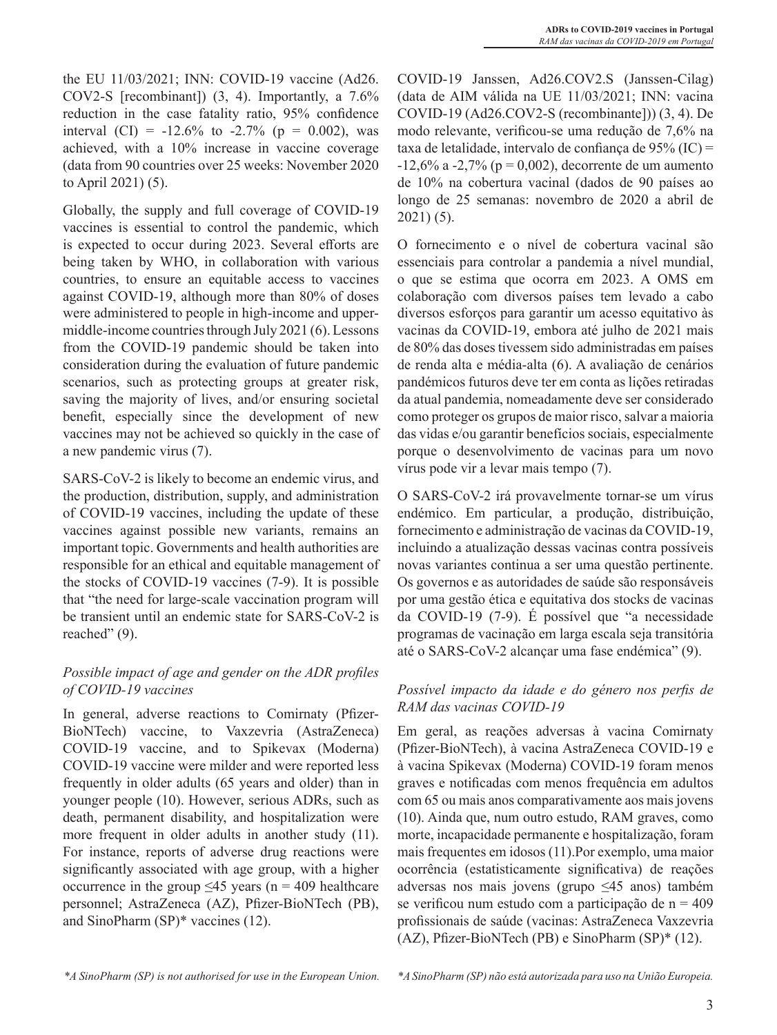the EU 11/03/2021; INN: COVID-19 vaccine (Ad26.COV2-S [recombinant]) (3, 4). Importantly, a 7.6% reduction in the case fatality ratio, 95% confidence interval (CI) = -12.6% to -2.7% (p = 0.002), was achieved, with a 10% increase in vaccine coverage (data from 90 countries over 25 weeks: November 2020 to April 2021) (5).

Globally, the supply and full coverage of COVID-19 vaccines is essential to control the pandemic, which is expected to occur during 2023. Several efforts are being taken by WHO, in collaboration with various countries, to ensure an equitable access to vaccines against COVID-19, although more than 80% of doses were administered to people in high-income and upper-middle-income countries through July 2021 (6). Lessons from the COVID-19 pandemic should be taken into consideration during the evaluation of future pandemic scenarios, such as protecting groups at greater risk, saving the majority of lives, and/or ensuring societal benefit, especially since the development of new vaccines may not be achieved so quickly in the case of a new pandemic virus (7).

SARS-CoV-2 is likely to become an endemic virus, and the production, distribution, supply, and administration of COVID-19 vaccines, including the update of these vaccines against possible new variants, remains an important topic. Governments and health authorities are responsible for an ethical and equitable management of the stocks of COVID-19 vaccines (7-9). It is possible that "the need for large-scale vaccination program will be transient until an endemic state for SARS-CoV-2 is reached" (9).

### *Possible impact of age and gender on the ADR profiles of COVID-19 vaccines*

In general, adverse reactions to Comirnaty (Pfizer-BioNTech) vaccine, to Vaxzevria (AstraZeneca) COVID-19 vaccine, and to Spikevax (Moderna) COVID-19 vaccine were milder and were reported less frequently in older adults (65 years and older) than in younger people (10). However, serious ADRs, such as death, permanent disability, and hospitalization were more frequent in older adults in another study (11). For instance, reports of adverse drug reactions were significantly associated with age group, with a higher occurrence in the group ≤45 years (n = 409 healthcare personnel; AstraZeneca (AZ), Pfizer-BioNTech (PB), and SinoPharm (SP)* vaccines (12).

*\*A SinoPharm (SP) is not authorised for use in the European Union.*

COVID-19 Janssen, Ad26.COV2.S (Janssen-Cilag) (data de AIM válida na UE 11/03/2021; INN: vacina COVID-19 (Ad26.COV2-S (recombinante])) (3, 4). De modo relevante, verificou-se uma redução de 7,6% na taxa de letalidade, intervalo de confiança de 95% (IC) = -12,6% a -2,7% (p = 0,002), decorrente de um aumento de 10% na cobertura vacinal (dados de 90 países ao longo de 25 semanas: novembro de 2020 a abril de 2021) (5).

O fornecimento e o nível de cobertura vacinal são essenciais para controlar a pandemia a nível mundial, o que se estima que ocorra em 2023. A OMS em colaboração com diversos países tem levado a cabo diversos esforços para garantir um acesso equitativo às vacinas da COVID-19, embora até julho de 2021 mais de 80% das doses tivessem sido administradas em países de renda alta e média-alta (6). A avaliação de cenários pandémicos futuros deve ter em conta as lições retiradas da atual pandemia, nomeadamente deve ser considerado como proteger os grupos de maior risco, salvar a maioria das vidas e/ou garantir benefícios sociais, especialmente porque o desenvolvimento de vacinas para um novo vírus pode vir a levar mais tempo (7).

O SARS-CoV-2 irá provavelmente tornar-se um vírus endémico. Em particular, a produção, distribuição, fornecimento e administração de vacinas da COVID-19, incluindo a atualização dessas vacinas contra possíveis novas variantes continua a ser uma questão pertinente. Os governos e as autoridades de saúde são responsáveis por uma gestão ética e equitativa dos stocks de vacinas da COVID-19 (7-9). É possível que "a necessidade programas de vacinação em larga escala seja transitória até o SARS-CoV-2 alcançar uma fase endémica" (9).

### *Possível impacto da idade e do género nos perfis de RAM das vacinas COVID-19*

Em geral, as reações adversas à vacina Comirnaty (Pfizer-BioNTech), à vacina AstraZeneca COVID-19 e à vacina Spikevax (Moderna) COVID-19 foram menos graves e notificadas com menos frequência em adultos com 65 ou mais anos comparativamente aos mais jovens (10). Ainda que, num outro estudo, RAM graves, como morte, incapacidade permanente e hospitalização, foram mais frequentes em idosos (11).Por exemplo, uma maior ocorrência (estatisticamente significativa) de reações adversas nos mais jovens (grupo ≤45 anos) também se verificou num estudo com a participação de n = 409 profissionais de saúde (vacinas: AstraZeneca Vaxzevria (AZ), Pfizer-BioNTech (PB) e SinoPharm (SP)* (12).

*\*A SinoPharm (SP) não está autorizada para uso na União Europeia.*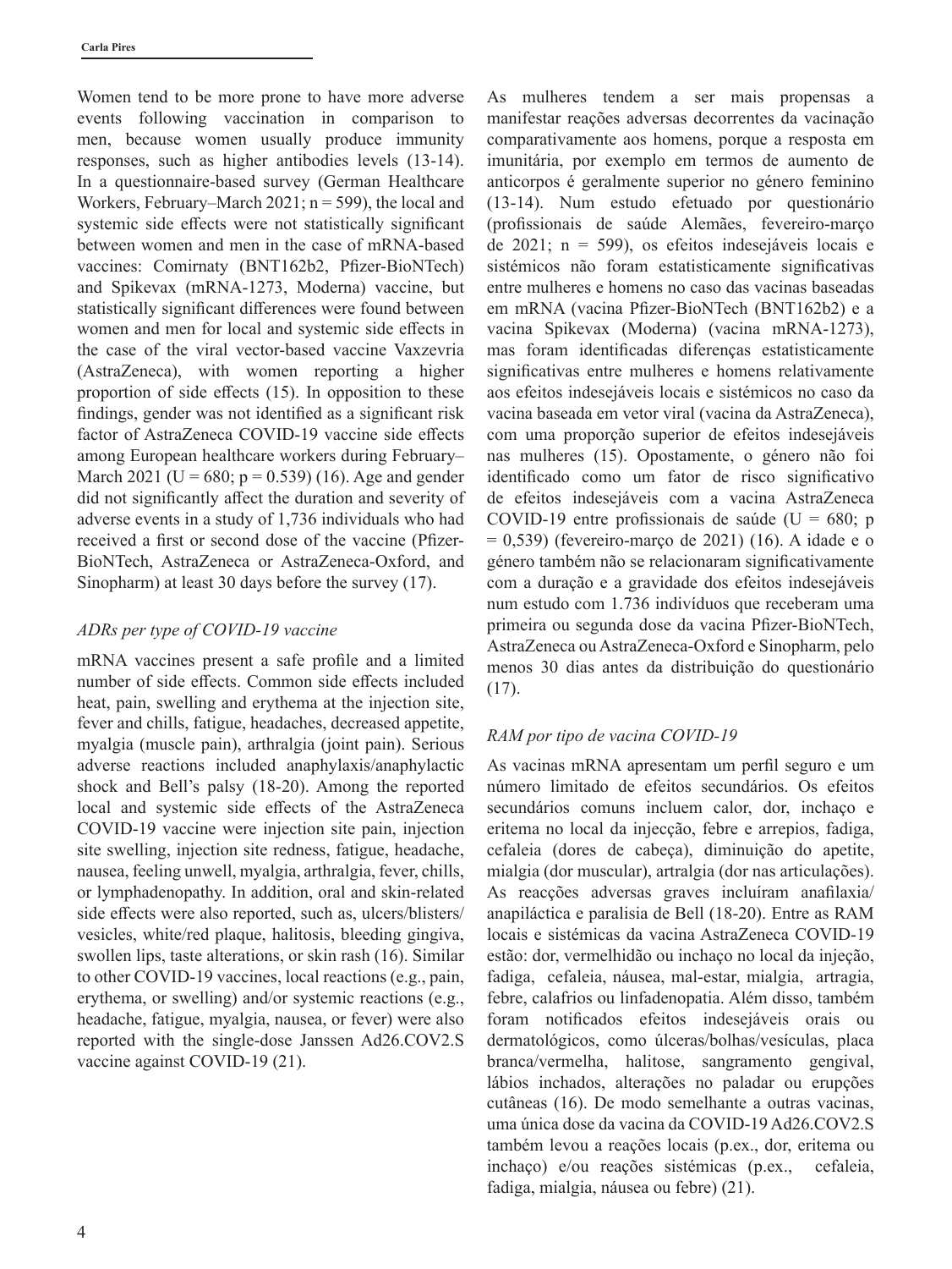Women tend to be more prone to have more adverse events following vaccination in comparison to men, because women usually produce immunity responses, such as higher antibodies levels (13-14). In a questionnaire-based survey (German Healthcare Workers, February–March 2021; n = 599), the local and systemic side effects were not statistically significant between women and men in the case of mRNA-based vaccines: Comirnaty (BNT162b2, Pfizer-BioNTech) and Spikevax (mRNA-1273, Moderna) vaccine, but statistically significant differences were found between women and men for local and systemic side effects in the case of the viral vector-based vaccine Vaxzevria (AstraZeneca), with women reporting a higher proportion of side effects (15). In opposition to these findings, gender was not identified as a significant risk factor of AstraZeneca COVID-19 vaccine side effects among European healthcare workers during February–March 2021 (U = 680; p = 0.539) (16). Age and gender did not significantly affect the duration and severity of adverse events in a study of 1,736 individuals who had received a first or second dose of the vaccine (Pfizer-BioNTech, AstraZeneca or AstraZeneca-Oxford, and Sinopharm) at least 30 days before the survey (17).

*ADRs per type of COVID-19 vaccine*

mRNA vaccines present a safe profile and a limited number of side effects. Common side effects included heat, pain, swelling and erythema at the injection site, fever and chills, fatigue, headaches, decreased appetite, myalgia (muscle pain), arthralgia (joint pain). Serious adverse reactions included anaphylaxis/anaphylactic shock and Bell's palsy (18-20). Among the reported local and systemic side effects of the AstraZeneca COVID-19 vaccine were injection site pain, injection site swelling, injection site redness, fatigue, headache, nausea, feeling unwell, myalgia, arthralgia, fever, chills, or lymphadenopathy. In addition, oral and skin-related side effects were also reported, such as, ulcers/blisters/vesicles, white/red plaque, halitosis, bleeding gingiva, swollen lips, taste alterations, or skin rash (16). Similar to other COVID-19 vaccines, local reactions (e.g., pain, erythema, or swelling) and/or systemic reactions (e.g., headache, fatigue, myalgia, nausea, or fever) were also reported with the single-dose Janssen Ad26.COV2.S vaccine against COVID-19 (21).

As mulheres tendem a ser mais propensas a manifestar reações adversas decorrentes da vacinação comparativamente aos homens, porque a resposta em imunitária, por exemplo em termos de aumento de anticorpos é geralmente superior no género feminino (13-14). Num estudo efetuado por questionário (profissionais de saúde Alemães, fevereiro-março de 2021; n = 599), os efeitos indesejáveis locais e sistémicos não foram estatisticamente significativas entre mulheres e homens no caso das vacinas baseadas em mRNA (vacina Pfizer-BioNTech (BNT162b2) e a vacina Spikevax (Moderna) (vacina mRNA-1273), mas foram identificadas diferenças estatisticamente significativas entre mulheres e homens relativamente aos efeitos indesejáveis locais e sistémicos no caso da vacina baseada em vetor viral (vacina da AstraZeneca), com uma proporção superior de efeitos indesejáveis nas mulheres (15). Opostamente, o género não foi identificado como um fator de risco significativo de efeitos indesejáveis com a vacina AstraZeneca COVID-19 entre profissionais de saúde (U = 680; p = 0,539) (fevereiro-março de 2021) (16). A idade e o género também não se relacionaram significativamente com a duração e a gravidade dos efeitos indesejáveis num estudo com 1.736 indivíduos que receberam uma primeira ou segunda dose da vacina Pfizer-BioNTech, AstraZeneca ou AstraZeneca-Oxford e Sinopharm, pelo menos 30 dias antes da distribuição do questionário (17).

*RAM por tipo de vacina COVID-19*

As vacinas mRNA apresentam um perfil seguro e um número limitado de efeitos secundários. Os efeitos secundários comuns incluem calor, dor, inchaço e eritema no local da injecção, febre e arrepios, fadiga, cefaleia (dores de cabeça), diminuição do apetite, mialgia (dor muscular), artralgia (dor nas articulações). As reacções adversas graves incluíram anafilaxia/anapiláctica e paralisia de Bell (18-20). Entre as RAM locais e sistémicas da vacina AstraZeneca COVID-19 estão: dor, vermelhidão ou inchaço no local da injeção, fadiga, cefaleia, náusea, mal-estar, mialgia, artragia, febre, calafrios ou linfadenopatia. Além disso, também foram notificados efeitos indesejáveis orais ou dermatológicos, como úlceras/bolhas/vesículas, placa branca/vermelha, halitose, sangramento gengival, lábios inchados, alterações no paladar ou erupções cutâneas (16). De modo semelhante a outras vacinas, uma única dose da vacina da COVID-19 Ad26.COV2.S também levou a reações locais (p.ex., dor, eritema ou inchaço) e/ou reações sistémicas (p.ex., cefaleia, fadiga, mialgia, náusea ou febre) (21).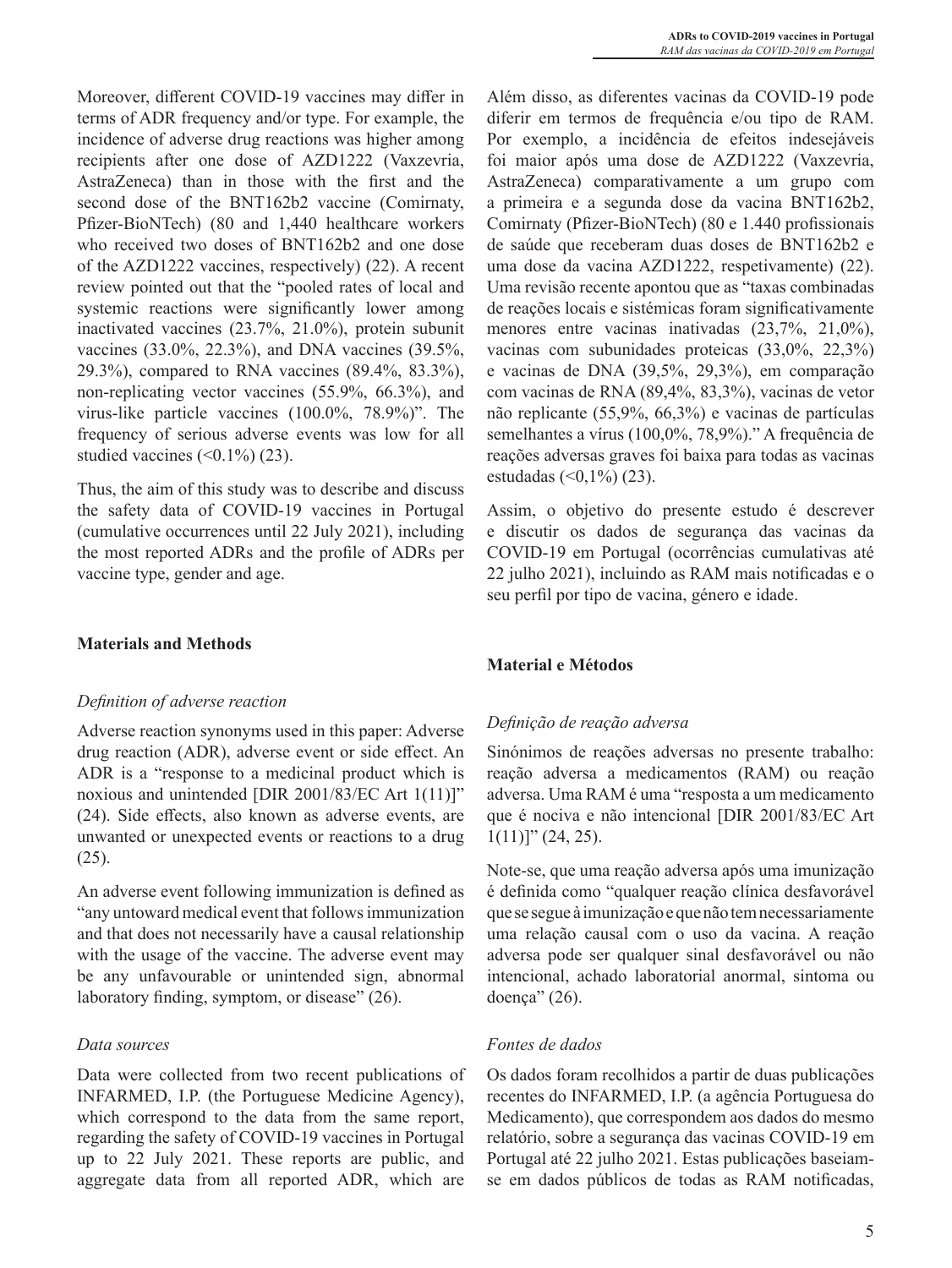Moreover, different COVID-19 vaccines may differ in terms of ADR frequency and/or type. For example, the incidence of adverse drug reactions was higher among recipients after one dose of AZD1222 (Vaxzevria, AstraZeneca) than in those with the first and the second dose of the BNT162b2 vaccine (Comirnaty, Pfizer-BioNTech) (80 and 1,440 healthcare workers who received two doses of BNT162b2 and one dose of the AZD1222 vaccines, respectively) (22). A recent review pointed out that the "pooled rates of local and systemic reactions were significantly lower among inactivated vaccines (23.7%, 21.0%), protein subunit vaccines (33.0%, 22.3%), and DNA vaccines (39.5%, 29.3%), compared to RNA vaccines (89.4%, 83.3%), non-replicating vector vaccines (55.9%, 66.3%), and virus-like particle vaccines (100.0%, 78.9%)". The frequency of serious adverse events was low for all studied vaccines (<0.1%) (23).

Thus, the aim of this study was to describe and discuss the safety data of COVID-19 vaccines in Portugal (cumulative occurrences until 22 July 2021), including the most reported ADRs and the profile of ADRs per vaccine type, gender and age.

## Materials and Methods

### *Definition of adverse reaction*

Adverse reaction synonyms used in this paper: Adverse drug reaction (ADR), adverse event or side effect. An ADR is a "response to a medicinal product which is noxious and unintended [DIR 2001/83/EC Art 1(11)]" (24). Side effects, also known as adverse events, are unwanted or unexpected events or reactions to a drug (25).

An adverse event following immunization is defined as "any untoward medical event that follows immunization and that does not necessarily have a causal relationship with the usage of the vaccine. The adverse event may be any unfavourable or unintended sign, abnormal laboratory finding, symptom, or disease" (26).

### *Data sources*

Data were collected from two recent publications of INFARMED, I.P. (the Portuguese Medicine Agency), which correspond to the data from the same report, regarding the safety of COVID-19 vaccines in Portugal up to 22 July 2021. These reports are public, and aggregate data from all reported ADR, which are

Além disso, as diferentes vacinas da COVID-19 pode diferir em termos de frequência e/ou tipo de RAM. Por exemplo, a incidência de efeitos indesejáveis foi maior após uma dose de AZD1222 (Vaxzevria, AstraZeneca) comparativamente a um grupo com a primeira e a segunda dose da vacina BNT162b2, Comirnaty (Pfizer-BioNTech) (80 e 1.440 profissionais de saúde que receberam duas doses de BNT162b2 e uma dose da vacina AZD1222, respetivamente) (22). Uma revisão recente apontou que as "taxas combinadas de reações locais e sistémicas foram significativamente menores entre vacinas inativadas (23,7%, 21,0%), vacinas com subunidades proteicas (33,0%, 22,3%) e vacinas de DNA (39,5%, 29,3%), em comparação com vacinas de RNA (89,4%, 83,3%), vacinas de vetor não replicante (55,9%, 66,3%) e vacinas de partículas semelhantes a vírus (100,0%, 78,9%)." A frequência de reações adversas graves foi baixa para todas as vacinas estudadas (<0,1%) (23).

Assim, o objetivo do presente estudo é descrever e discutir os dados de segurança das vacinas da COVID-19 em Portugal (ocorrências cumulativas até 22 julho 2021), incluindo as RAM mais notificadas e o seu perfil por tipo de vacina, género e idade.

## Material e Métodos

### *Definição de reação adversa*

Sinónimos de reações adversas no presente trabalho: reação adversa a medicamentos (RAM) ou reação adversa. Uma RAM é uma "resposta a um medicamento que é nociva e não intencional [DIR 2001/83/EC Art 1(11)]" (24, 25).

Note-se, que uma reação adversa após uma imunização é definida como "qualquer reação clínica desfavorável que se segue à imunização e que não tem necessariamente uma relação causal com o uso da vacina. A reação adversa pode ser qualquer sinal desfavorável ou não intencional, achado laboratorial anormal, sintoma ou doença" (26).

### *Fontes de dados*

Os dados foram recolhidos a partir de duas publicações recentes do INFARMED, I.P. (a agência Portuguesa do Medicamento), que correspondem aos dados do mesmo relatório, sobre a segurança das vacinas COVID-19 em Portugal até 22 julho 2021. Estas publicações baseiam-se em dados públicos de todas as RAM notificadas,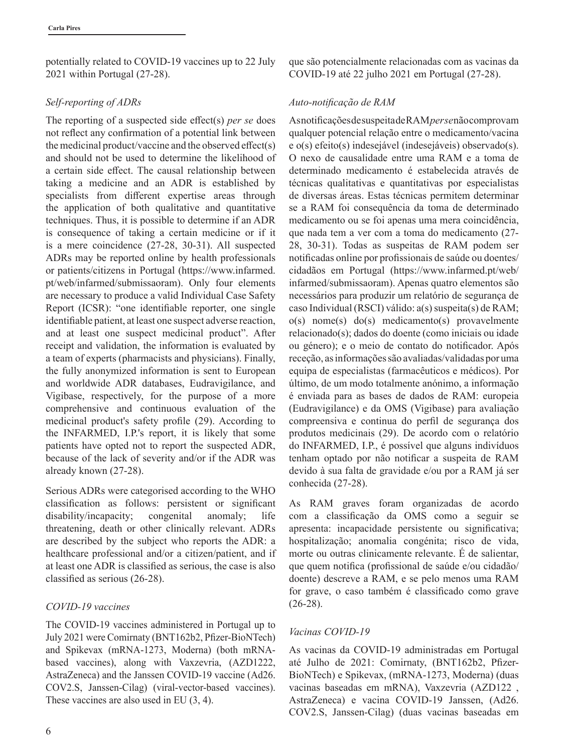potentially related to COVID-19 vaccines up to 22 July 2021 within Portugal (27-28).

### *Self-reporting of ADRs*

The reporting of a suspected side effect(s) *per se* does not reflect any confirmation of a potential link between the medicinal product/vaccine and the observed effect(s) and should not be used to determine the likelihood of a certain side effect. The causal relationship between taking a medicine and an ADR is established by specialists from different expertise areas through the application of both qualitative and quantitative techniques. Thus, it is possible to determine if an ADR is consequence of taking a certain medicine or if it is a mere coincidence (27-28, 30-31). All suspected ADRs may be reported online by health professionals or patients/citizens in Portugal (https://www.infarmed.pt/web/infarmed/submissaoram). Only four elements are necessary to produce a valid Individual Case Safety Report (ICSR): "one identifiable reporter, one single identifiable patient, at least one suspect adverse reaction, and at least one suspect medicinal product". After receipt and validation, the information is evaluated by a team of experts (pharmacists and physicians). Finally, the fully anonymized information is sent to European and worldwide ADR databases, Eudravigilance, and Vigibase, respectively, for the purpose of a more comprehensive and continuous evaluation of the medicinal product's safety profile (29). According to the INFARMED, I.P.'s report, it is likely that some patients have opted not to report the suspected ADR, because of the lack of severity and/or if the ADR was already known (27-28).

Serious ADRs were categorised according to the WHO classification as follows: persistent or significant disability/incapacity; congenital anomaly; life threatening, death or other clinically relevant. ADRs are described by the subject who reports the ADR: a healthcare professional and/or a citizen/patient, and if at least one ADR is classified as serious, the case is also classified as serious (26-28).

### *COVID-19 vaccines*

The COVID-19 vaccines administered in Portugal up to July 2021 were Comirnaty (BNT162b2, Pfizer-BioNTech) and Spikevax (mRNA-1273, Moderna) (both mRNA-based vaccines), along with Vaxzevria, (AZD1222, AstraZeneca) and the Janssen COVID-19 vaccine (Ad26.COV2.S, Janssen-Cilag) (viral-vector-based vaccines). These vaccines are also used in EU (3, 4).

que são potencialmente relacionadas com as vacinas da COVID-19 até 22 julho 2021 em Portugal (27-28).

### *Auto-notificação de RAM*

As notificações de suspeita de RAM *per se* não comprovam qualquer potencial relação entre o medicamento/vacina e o(s) efeito(s) indesejável (indesejáveis) observado(s). O nexo de causalidade entre uma RAM e a toma de determinado medicamento é estabelecida através de técnicas qualitativas e quantitativas por especialistas de diversas áreas. Estas técnicas permitem determinar se a RAM foi consequência da toma de determinado medicamento ou se foi apenas uma mera coincidência, que nada tem a ver com a toma do medicamento (27-28, 30-31). Todas as suspeitas de RAM podem ser notificadas online por profissionais de saúde ou doentes/cidadãos em Portugal (https://www.infarmed.pt/web/infarmed/submissaoram). Apenas quatro elementos são necessários para produzir um relatório de segurança de caso Individual (RSCI) válido: a(s) suspeita(s) de RAM; o(s) nome(s) do(s) medicamento(s) provavelmente relacionado(s); dados do doente (como iniciais ou idade ou género); e o meio de contato do notificador. Após receção, as informações são avaliadas/validadas por uma equipa de especialistas (farmacêuticos e médicos). Por último, de um modo totalmente anónimo, a informação é enviada para as bases de dados de RAM: europeia (Eudravigilance) e da OMS (Vigibase) para avaliação compreensiva e continua do perfil de segurança dos produtos medicinais (29). De acordo com o relatório do INFARMED, I.P., é possível que alguns indivíduos tenham optado por não notificar a suspeita de RAM devido à sua falta de gravidade e/ou por a RAM já ser conhecida (27-28).

As RAM graves foram organizadas de acordo com a classificação da OMS como a seguir se apresenta: incapacidade persistente ou significativa; hospitalização; anomalia congénita; risco de vida, morte ou outras clinicamente relevante. É de salientar, que quem notifica (profissional de saúde e/ou cidadão/doente) descreve a RAM, e se pelo menos uma RAM for grave, o caso também é classificado como grave (26-28).

### *Vacinas COVID-19*

As vacinas da COVID-19 administradas em Portugal até Julho de 2021: Comirnaty, (BNT162b2, Pfizer-BioNTech) e Spikevax, (mRNA-1273, Moderna) (duas vacinas baseadas em mRNA), Vaxzevria (AZD122 , AstraZeneca) e vacina COVID-19 Janssen, (Ad26.COV2.S, Janssen-Cilag) (duas vacinas baseadas em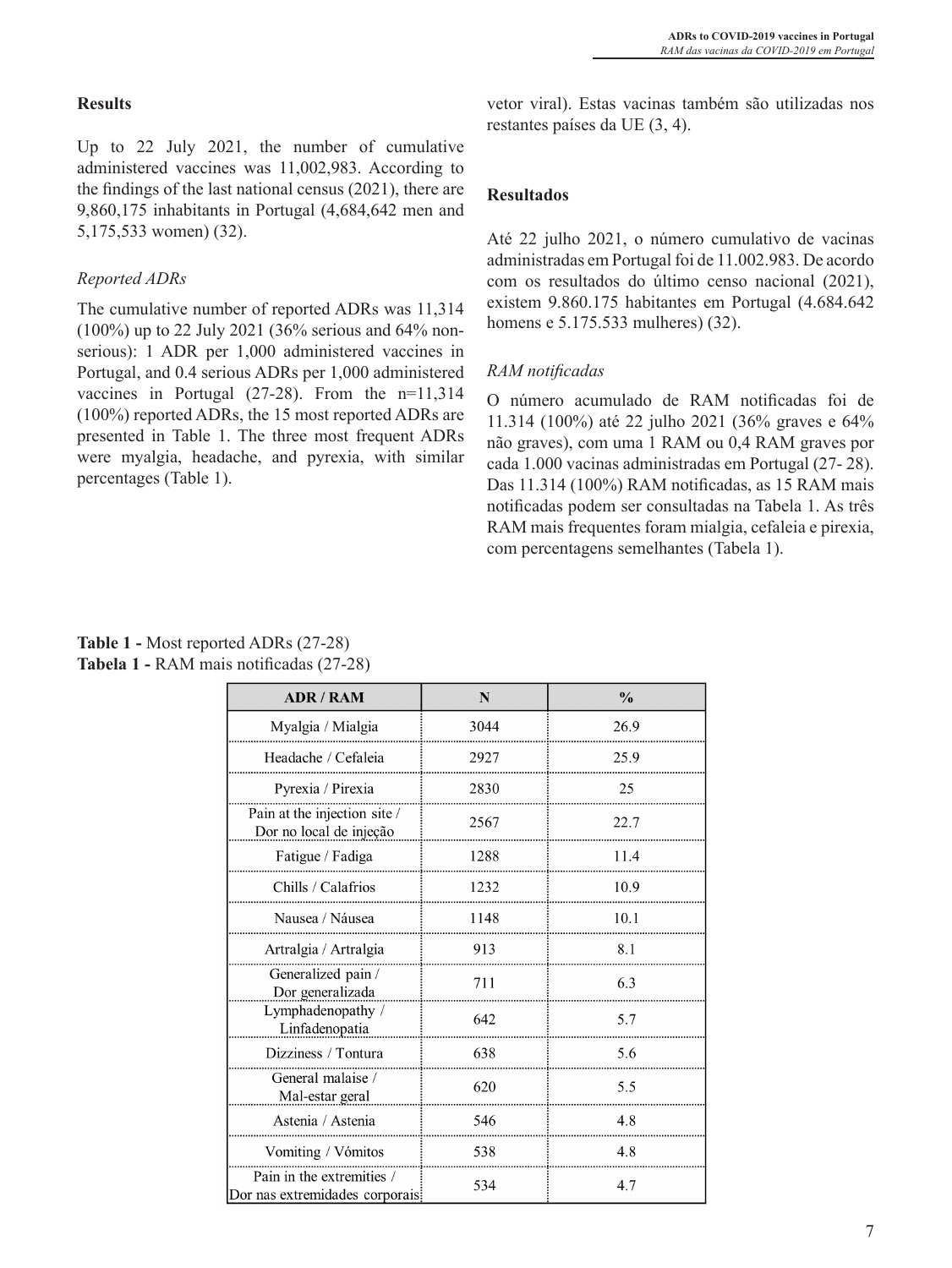## Results

Up to 22 July 2021, the number of cumulative administered vaccines was 11,002,983. According to the findings of the last national census (2021), there are 9,860,175 inhabitants in Portugal (4,684,642 men and 5,175,533 women) (32).

### *Reported ADRs*

The cumulative number of reported ADRs was 11,314 (100%) up to 22 July 2021 (36% serious and 64% non-serious): 1 ADR per 1,000 administered vaccines in Portugal, and 0.4 serious ADRs per 1,000 administered vaccines in Portugal (27-28). From the n=11,314 (100%) reported ADRs, the 15 most reported ADRs are presented in Table 1. The three most frequent ADRs were myalgia, headache, and pyrexia, with similar percentages (Table 1).

vetor viral). Estas vacinas também são utilizadas nos restantes países da UE (3, 4).

## Resultados

Até 22 julho 2021, o número cumulativo de vacinas administradas em Portugal foi de 11.002.983. De acordo com os resultados do último censo nacional (2021), existem 9.860.175 habitantes em Portugal (4.684.642 homens e 5.175.533 mulheres) (32).

### *RAM notificadas*

O número acumulado de RAM notificadas foi de 11.314 (100%) até 22 julho 2021 (36% graves e 64% não graves), com uma 1 RAM ou 0,4 RAM graves por cada 1.000 vacinas administradas em Portugal (27- 28). Das 11.314 (100%) RAM notificadas, as 15 RAM mais notificadas podem ser consultadas na Tabela 1. As três RAM mais frequentes foram mialgia, cefaleia e pirexia, com percentagens semelhantes (Tabela 1).

**Table 1 -** Most reported ADRs (27-28)
**Tabela 1 -** RAM mais notificadas (27-28)

| ADR / RAM | N | % |
|---|---|---|
| Myalgia / Mialgia | 3044 | 26.9 |
| Headache / Cefaleia | 2927 | 25.9 |
| Pyrexia / Pirexia | 2830 | 25 |
| Pain at the injection site / Dor no local de injeção | 2567 | 22.7 |
| Fatigue / Fadiga | 1288 | 11.4 |
| Chills / Calafrios | 1232 | 10.9 |
| Nausea / Náusea | 1148 | 10.1 |
| Artralgia / Artralgia | 913 | 8.1 |
| Generalized pain / Dor generalizada | 711 | 6.3 |
| Lymphadenopathy / Linfadenopatia | 642 | 5.7 |
| Dizziness / Tontura | 638 | 5.6 |
| General malaise / Mal-estar geral | 620 | 5.5 |
| Astenia / Astenia | 546 | 4.8 |
| Vomiting / Vómitos | 538 | 4.8 |
| Pain in the extremities / Dor nas extremidades corporais | 534 | 4.7 |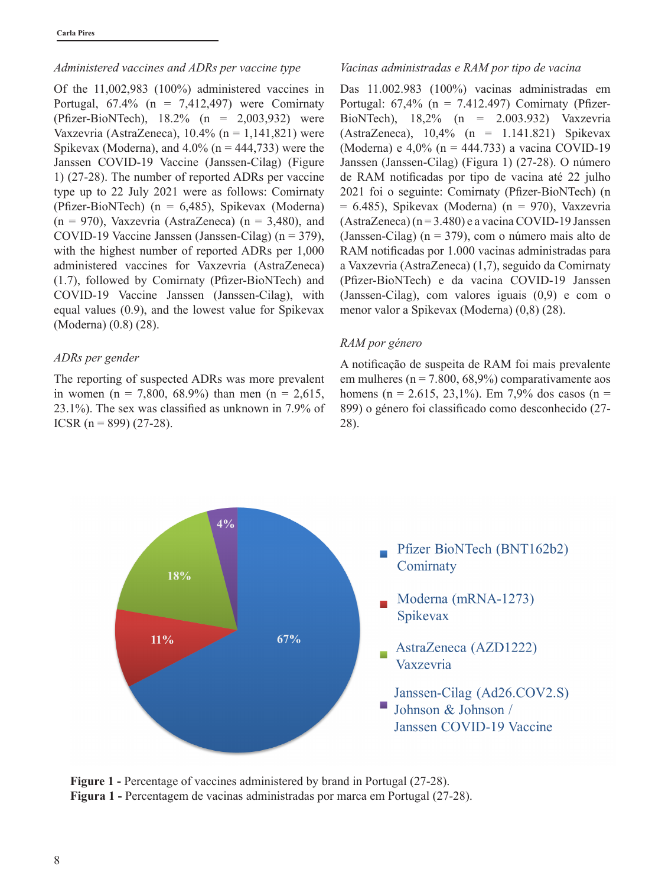### *Administered vaccines and ADRs per vaccine type*

Of the 11,002,983 (100%) administered vaccines in Portugal, 67.4% (n = 7,412,497) were Comirnaty (Pfizer-BioNTech), 18.2% (n = 2,003,932) were Vaxzevria (AstraZeneca), 10.4% (n = 1,141,821) were Spikevax (Moderna), and 4.0% (n = 444,733) were the Janssen COVID-19 Vaccine (Janssen-Cilag) (Figure 1) (27-28). The number of reported ADRs per vaccine type up to 22 July 2021 were as follows: Comirnaty (Pfizer-BioNTech) (n = 6,485), Spikevax (Moderna) (n = 970), Vaxzevria (AstraZeneca) (n = 3,480), and COVID-19 Vaccine Janssen (Janssen-Cilag) (n = 379), with the highest number of reported ADRs per 1,000 administered vaccines for Vaxzevria (AstraZeneca) (1.7), followed by Comirnaty (Pfizer-BioNTech) and COVID-19 Vaccine Janssen (Janssen-Cilag), with equal values (0.9), and the lowest value for Spikevax (Moderna) (0.8) (28).

### *ADRs per gender*

The reporting of suspected ADRs was more prevalent in women (n = 7,800, 68.9%) than men (n = 2,615, 23.1%). The sex was classified as unknown in 7.9% of ICSR (n = 899) (27-28).

### *Vacinas administradas e RAM por tipo de vacina*

Das 11.002.983 (100%) vacinas administradas em Portugal: 67,4% (n = 7.412.497) Comirnaty (Pfizer-BioNTech), 18,2% (n = 2.003.932) Vaxzevria (AstraZeneca), 10,4% (n = 1.141.821) Spikevax (Moderna) e 4,0% (n = 444.733) a vacina COVID-19 Janssen (Janssen-Cilag) (Figura 1) (27-28). O número de RAM notificadas por tipo de vacina até 22 julho 2021 foi o seguinte: Comirnaty (Pfizer-BioNTech) (n = 6.485), Spikevax (Moderna) (n = 970), Vaxzevria (AstraZeneca) (n = 3.480) e a vacina COVID-19 Janssen (Janssen-Cilag) (n = 379), com o número mais alto de RAM notificadas por 1.000 vacinas administradas para a Vaxzevria (AstraZeneca) (1,7), seguido da Comirnaty (Pfizer-BioNTech) e da vacina COVID-19 Janssen (Janssen-Cilag), com valores iguais (0,9) e com o menor valor a Spikevax (Moderna) (0,8) (28).

### *RAM por género*

A notificação de suspeita de RAM foi mais prevalente em mulheres (n = 7.800, 68,9%) comparativamente aos homens (n = 2.615, 23,1%). Em 7,9% dos casos (n = 899) o género foi classificado como desconhecido (27-28).

**Figure 1 -** Percentage of vaccines administered by brand in Portugal (27-28).
**Figura 1 -** Percentagem de vacinas administradas por marca em Portugal (27-28).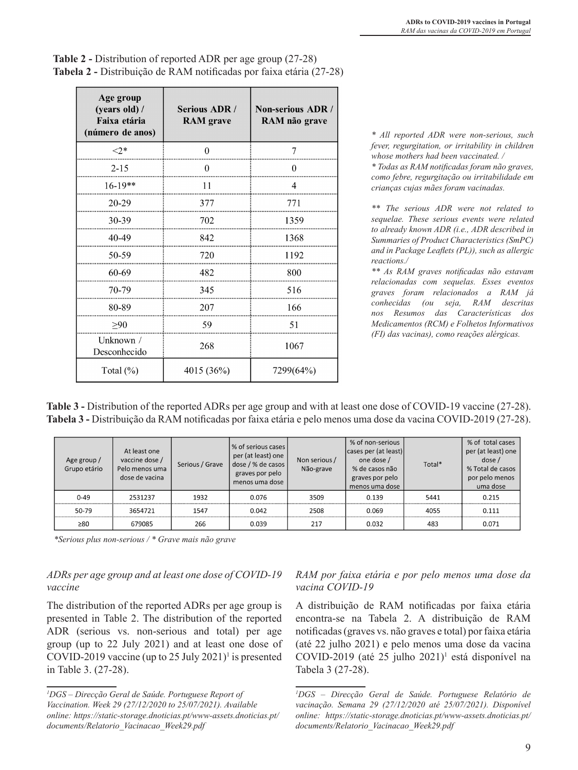**Table 2 -** Distribution of reported ADR per age group (27-28)
**Tabela 2 -** Distribuição de RAM notificadas por faixa etária (27-28)

| Age group (years old) / Faixa etária (número de anos) | Serious ADR / RAM grave | Non-serious ADR / RAM não grave |
|---|---|---|
| <2* | 0 | 7 |
| 2-15 | 0 | 0 |
| 16-19** | 11 | 4 |
| 20-29 | 377 | 771 |
| 30-39 | 702 | 1359 |
| 40-49 | 842 | 1368 |
| 50-59 | 720 | 1192 |
| 60-69 | 482 | 800 |
| 70-79 | 345 | 516 |
| 80-89 | 207 | 166 |
| ≥90 | 59 | 51 |
| Unknown / Desconhecido | 268 | 1067 |
| Total (%) | 4015 (36%) | 7299(64%) |

*\* All reported ADR were non-serious, such fever, regurgitation, or irritability in children whose mothers had been vaccinated. /*
*\* Todas as RAM notificadas foram não graves, como febre, regurgitação ou irritabilidade em crianças cujas mães foram vacinadas.*

*\*\* The serious ADR were not related to sequelae. These serious events were related to already known ADR (i.e., ADR described in Summaries of Product Characteristics (SmPC) and in Package Leaflets (PL)), such as allergic reactions./*
*\*\* As RAM graves notificadas não estavam relacionadas com sequelas. Esses eventos graves foram relacionados a RAM já conhecidas (ou seja, RAM descritas nos Resumos das Características dos Medicamentos (RCM) e Folhetos Informativos (FI) das vacinas), como reações alérgicas.*

**Table 3 -** Distribution of the reported ADRs per age group and with at least one dose of COVID-19 vaccine (27-28).
**Tabela 3 -** Distribuição da RAM notificadas por faixa etária e pelo menos uma dose da vacina COVID-2019 (27-28).

| Age group / Grupo etário | At least one vaccine dose / Pelo menos uma dose de vacina | Serious / Grave | % of serious cases per (at least) one dose / % de casos graves por pelo menos uma dose | Non serious / Não-grave | % of non-serious cases per (at least) one dose / % de casos não graves por pelo menos uma dose | Total* | % of total cases per (at least) one dose / % Total de casos por pelo menos uma dose |
|---|---|---|---|---|---|---|---|
| 0-49 | 2531237 | 1932 | 0.076 | 3509 | 0.139 | 5441 | 0.215 |
| 50-79 | 3654721 | 1547 | 0.042 | 2508 | 0.069 | 4055 | 0.111 |
| ≥80 | 679085 | 266 | 0.039 | 217 | 0.032 | 483 | 0.071 |

*\*Serious plus non-serious / \* Grave mais não grave*

### *ADRs per age group and at least one dose of COVID-19 vaccine*

The distribution of the reported ADRs per age group is presented in Table 2. The distribution of the reported ADR (serious vs. non-serious and total) per age group (up to 22 July 2021) and at least one dose of COVID-2019 vaccine (up to 25 July 2021)[1] is presented in Table 3. (27-28).

### *RAM por faixa etária e por pelo menos uma dose da vacina COVID-19*

A distribuição de RAM notificadas por faixa etária encontra-se na Tabela 2. A distribuição de RAM notificadas (graves vs. não graves e total) por faixa etária (até 22 julho 2021) e pelo menos uma dose da vacina COVID-2019 (até 25 julho 2021)[1] está disponível na Tabela 3 (27-28).

---

*[1]DGS – Direcção Geral de Saúde. Portuguese Report of Vaccination. Week 29 (27/12/2020 to 25/07/2021). Available online: https://static-storage.dnoticias.pt/www-assets.dnoticias.pt/documents/Relatorio_Vacinacao_Week29.pdf*

*[1]DGS – Direcção Geral de Saúde. Portuguese Relatório de vacinação. Semana 29 (27/12/2020 até 25/07/2021). Disponível online: https://static-storage.dnoticias.pt/www-assets.dnoticias.pt/documents/Relatorio_Vacinacao_Week29.pdf*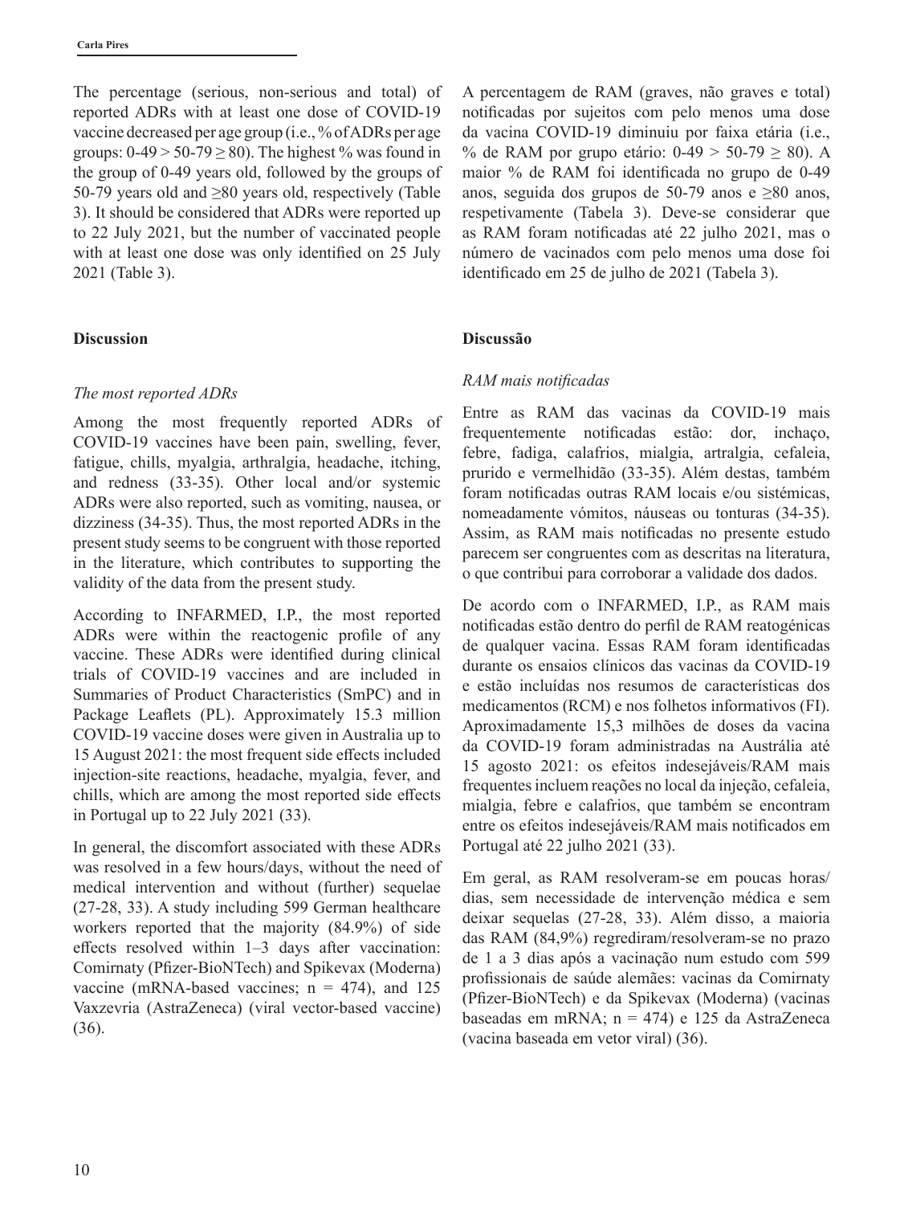The percentage (serious, non-serious and total) of reported ADRs with at least one dose of COVID-19 vaccine decreased per age group (i.e., % of ADRs per age groups: 0-49 > 50-79 ≥ 80). The highest % was found in the group of 0-49 years old, followed by the groups of 50-79 years old and ≥80 years old, respectively (Table 3). It should be considered that ADRs were reported up to 22 July 2021, but the number of vaccinated people with at least one dose was only identified on 25 July 2021 (Table 3).

## Discussion

### *The most reported ADRs*

Among the most frequently reported ADRs of COVID-19 vaccines have been pain, swelling, fever, fatigue, chills, myalgia, arthralgia, headache, itching, and redness (33-35). Other local and/or systemic ADRs were also reported, such as vomiting, nausea, or dizziness (34-35). Thus, the most reported ADRs in the present study seems to be congruent with those reported in the literature, which contributes to supporting the validity of the data from the present study.

According to INFARMED, I.P., the most reported ADRs were within the reactogenic profile of any vaccine. These ADRs were identified during clinical trials of COVID-19 vaccines and are included in Summaries of Product Characteristics (SmPC) and in Package Leaflets (PL). Approximately 15.3 million COVID-19 vaccine doses were given in Australia up to 15 August 2021: the most frequent side effects included injection-site reactions, headache, myalgia, fever, and chills, which are among the most reported side effects in Portugal up to 22 July 2021 (33).

In general, the discomfort associated with these ADRs was resolved in a few hours/days, without the need of medical intervention and without (further) sequelae (27-28, 33). A study including 599 German healthcare workers reported that the majority (84.9%) of side effects resolved within 1–3 days after vaccination: Comirnaty (Pfizer-BioNTech) and Spikevax (Moderna) vaccine (mRNA-based vaccines; n = 474), and 125 Vaxzevria (AstraZeneca) (viral vector-based vaccine) (36).

A percentagem de RAM (graves, não graves e total) notificadas por sujeitos com pelo menos uma dose da vacina COVID-19 diminuiu por faixa etária (i.e., % de RAM por grupo etário: 0-49 > 50-79 ≥ 80). A maior % de RAM foi identificada no grupo de 0-49 anos, seguida dos grupos de 50-79 anos e ≥80 anos, respetivamente (Tabela 3). Deve-se considerar que as RAM foram notificadas até 22 julho 2021, mas o número de vacinados com pelo menos uma dose foi identificado em 25 de julho de 2021 (Tabela 3).

## Discussão

### *RAM mais notificadas*

Entre as RAM das vacinas da COVID-19 mais frequentemente notificadas estão: dor, inchaço, febre, fadiga, calafrios, mialgia, artralgia, cefaleia, prurido e vermelhidão (33-35). Além destas, também foram notificadas outras RAM locais e/ou sistémicas, nomeadamente vómitos, náuseas ou tonturas (34-35). Assim, as RAM mais notificadas no presente estudo parecem ser congruentes com as descritas na literatura, o que contribui para corroborar a validade dos dados.

De acordo com o INFARMED, I.P., as RAM mais notificadas estão dentro do perfil de RAM reatogénicas de qualquer vacina. Essas RAM foram identificadas durante os ensaios clínicos das vacinas da COVID-19 e estão incluídas nos resumos de características dos medicamentos (RCM) e nos folhetos informativos (FI). Aproximadamente 15,3 milhões de doses da vacina da COVID-19 foram administradas na Austrália até 15 agosto 2021: os efeitos indesejáveis/RAM mais frequentes incluem reações no local da injeção, cefaleia, mialgia, febre e calafrios, que também se encontram entre os efeitos indesejáveis/RAM mais notificados em Portugal até 22 julho 2021 (33).

Em geral, as RAM resolveram-se em poucas horas/dias, sem necessidade de intervenção médica e sem deixar sequelas (27-28, 33). Além disso, a maioria das RAM (84,9%) regrediram/resolveram-se no prazo de 1 a 3 dias após a vacinação num estudo com 599 profissionais de saúde alemães: vacinas da Comirnaty (Pfizer-BioNTech) e da Spikevax (Moderna) (vacinas baseadas em mRNA; n = 474) e 125 da AstraZeneca (vacina baseada em vetor viral) (36).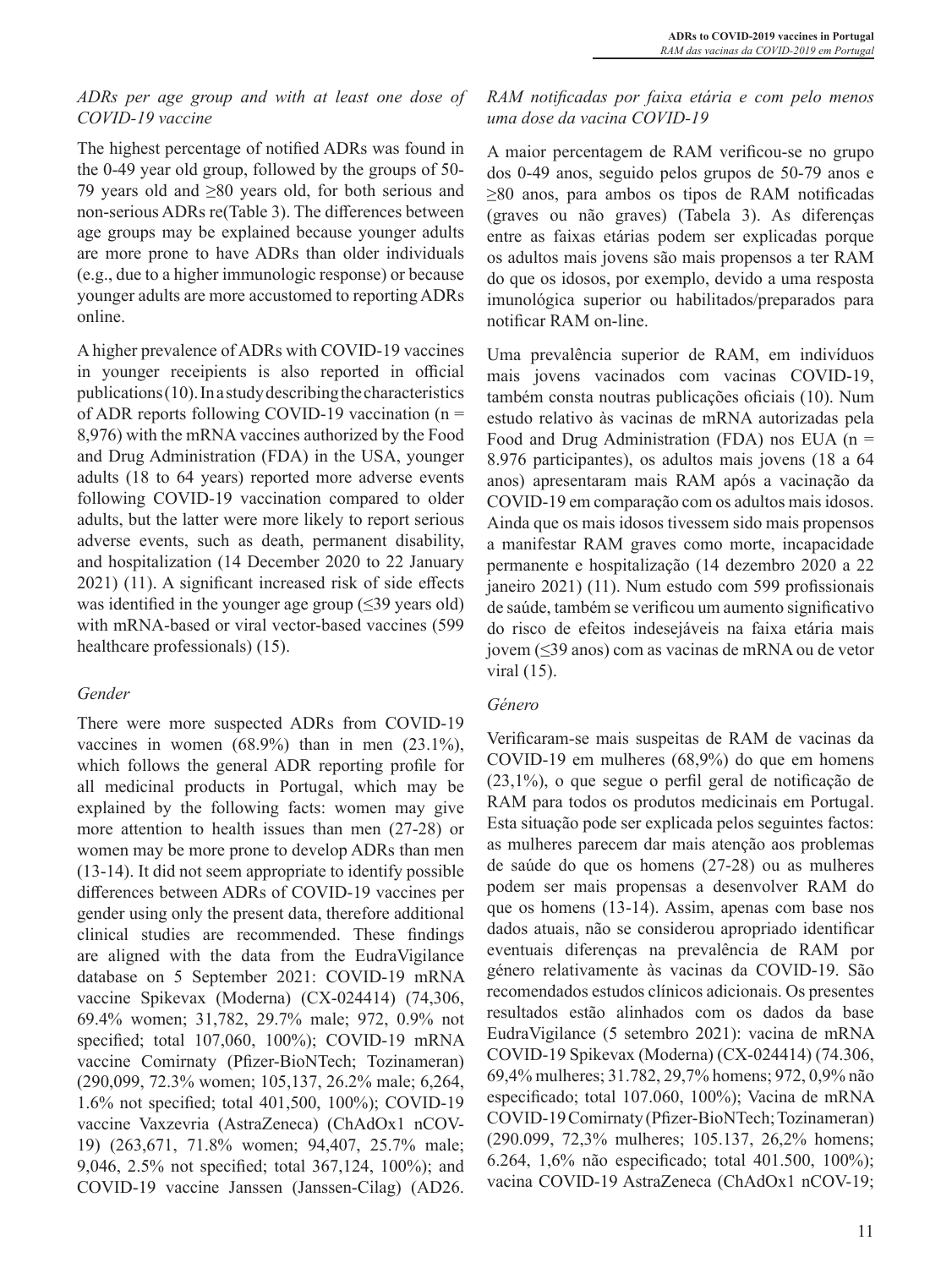*ADRs per age group and with at least one dose of COVID-19 vaccine*

The highest percentage of notified ADRs was found in the 0-49 year old group, followed by the groups of 50-79 years old and ≥80 years old, for both serious and non-serious ADRs re(Table 3). The differences between age groups may be explained because younger adults are more prone to have ADRs than older individuals (e.g., due to a higher immunologic response) or because younger adults are more accustomed to reporting ADRs online.

A higher prevalence of ADRs with COVID-19 vaccines in younger receipients is also reported in official publications (10). In a study describing the characteristics of ADR reports following COVID-19 vaccination (n = 8,976) with the mRNA vaccines authorized by the Food and Drug Administration (FDA) in the USA, younger adults (18 to 64 years) reported more adverse events following COVID-19 vaccination compared to older adults, but the latter were more likely to report serious adverse events, such as death, permanent disability, and hospitalization (14 December 2020 to 22 January 2021) (11). A significant increased risk of side effects was identified in the younger age group (≤39 years old) with mRNA-based or viral vector-based vaccines (599 healthcare professionals) (15).

*Gender*

There were more suspected ADRs from COVID-19 vaccines in women (68.9%) than in men (23.1%), which follows the general ADR reporting profile for all medicinal products in Portugal, which may be explained by the following facts: women may give more attention to health issues than men (27-28) or women may be more prone to develop ADRs than men (13-14). It did not seem appropriate to identify possible differences between ADRs of COVID-19 vaccines per gender using only the present data, therefore additional clinical studies are recommended. These findings are aligned with the data from the EudraVigilance database on 5 September 2021: COVID-19 mRNA vaccine Spikevax (Moderna) (CX-024414) (74,306, 69.4% women; 31,782, 29.7% male; 972, 0.9% not specified; total 107,060, 100%); COVID-19 mRNA vaccine Comirnaty (Pfizer-BioNTech; Tozinameran) (290,099, 72.3% women; 105,137, 26.2% male; 6,264, 1.6% not specified; total 401,500, 100%); COVID-19 vaccine Vaxzevria (AstraZeneca) (ChAdOx1 nCOV-19) (263,671, 71.8% women; 94,407, 25.7% male; 9,046, 2.5% not specified; total 367,124, 100%); and COVID-19 vaccine Janssen (Janssen-Cilag) (AD26.

*RAM notificadas por faixa etária e com pelo menos uma dose da vacina COVID-19*

A maior percentagem de RAM verificou-se no grupo dos 0-49 anos, seguido pelos grupos de 50-79 anos e ≥80 anos, para ambos os tipos de RAM notificadas (graves ou não graves) (Tabela 3). As diferenças entre as faixas etárias podem ser explicadas porque os adultos mais jovens são mais propensos a ter RAM do que os idosos, por exemplo, devido a uma resposta imunológica superior ou habilitados/preparados para notificar RAM on-line.

Uma prevalência superior de RAM, em indivíduos mais jovens vacinados com vacinas COVID-19, também consta noutras publicações oficiais (10). Num estudo relativo às vacinas de mRNA autorizadas pela Food and Drug Administration (FDA) nos EUA (n = 8.976 participantes), os adultos mais jovens (18 a 64 anos) apresentaram mais RAM após a vacinação da COVID-19 em comparação com os adultos mais idosos. Ainda que os mais idosos tivessem sido mais propensos a manifestar RAM graves como morte, incapacidade permanente e hospitalização (14 dezembro 2020 a 22 janeiro 2021) (11). Num estudo com 599 profissionais de saúde, também se verificou um aumento significativo do risco de efeitos indesejáveis na faixa etária mais jovem (≤39 anos) com as vacinas de mRNA ou de vetor viral (15).

*Género*

Verificaram-se mais suspeitas de RAM de vacinas da COVID-19 em mulheres (68,9%) do que em homens (23,1%), o que segue o perfil geral de notificação de RAM para todos os produtos medicinais em Portugal. Esta situação pode ser explicada pelos seguintes factos: as mulheres parecem dar mais atenção aos problemas de saúde do que os homens (27-28) ou as mulheres podem ser mais propensas a desenvolver RAM do que os homens (13-14). Assim, apenas com base nos dados atuais, não se considerou apropriado identificar eventuais diferenças na prevalência de RAM por género relativamente às vacinas da COVID-19. São recomendados estudos clínicos adicionais. Os presentes resultados estão alinhados com os dados da base EudraVigilance (5 setembro 2021): vacina de mRNA COVID-19 Spikevax (Moderna) (CX-024414) (74.306, 69,4% mulheres; 31.782, 29,7% homens; 972, 0,9% não especificado; total 107.060, 100%); Vacina de mRNA COVID-19 Comirnaty (Pfizer-BioNTech; Tozinameran) (290.099, 72,3% mulheres; 105.137, 26,2% homens; 6.264, 1,6% não especificado; total 401.500, 100%); vacina COVID-19 AstraZeneca (ChAdOx1 nCOV-19;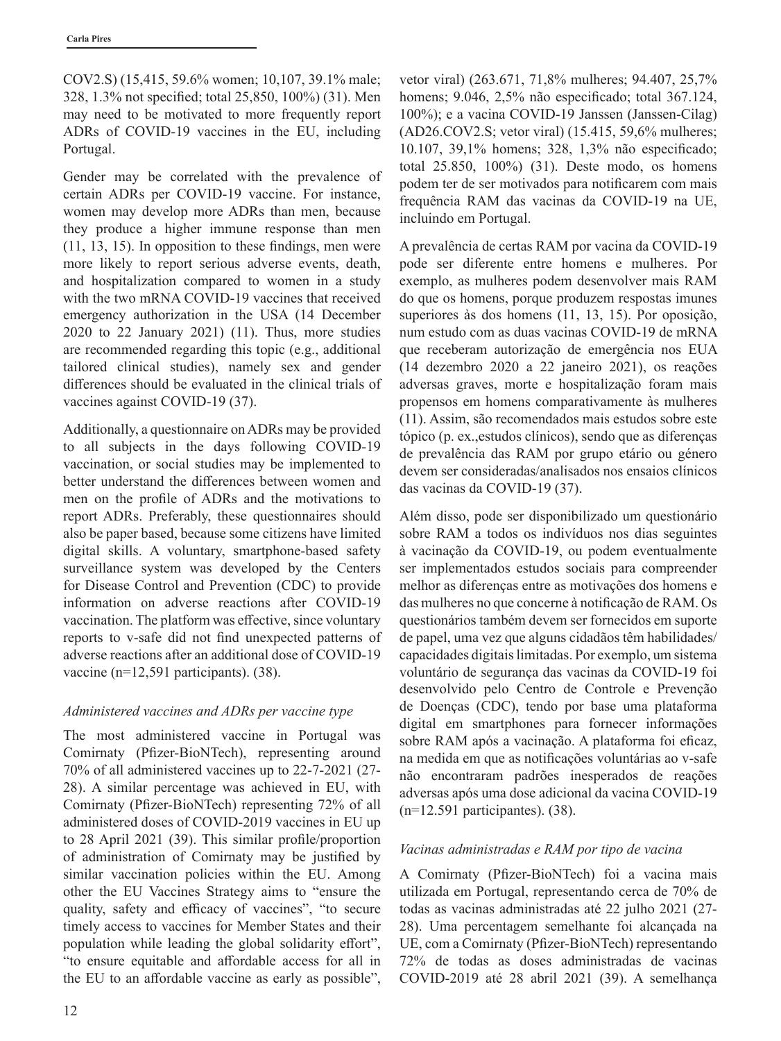COV2.S) (15,415, 59.6% women; 10,107, 39.1% male; 328, 1.3% not specified; total 25,850, 100%) (31). Men may need to be motivated to more frequently report ADRs of COVID-19 vaccines in the EU, including Portugal.

Gender may be correlated with the prevalence of certain ADRs per COVID-19 vaccine. For instance, women may develop more ADRs than men, because they produce a higher immune response than men (11, 13, 15). In opposition to these findings, men were more likely to report serious adverse events, death, and hospitalization compared to women in a study with the two mRNA COVID-19 vaccines that received emergency authorization in the USA (14 December 2020 to 22 January 2021) (11). Thus, more studies are recommended regarding this topic (e.g., additional tailored clinical studies), namely sex and gender differences should be evaluated in the clinical trials of vaccines against COVID-19 (37).

Additionally, a questionnaire on ADRs may be provided to all subjects in the days following COVID-19 vaccination, or social studies may be implemented to better understand the differences between women and men on the profile of ADRs and the motivations to report ADRs. Preferably, these questionnaires should also be paper based, because some citizens have limited digital skills. A voluntary, smartphone-based safety surveillance system was developed by the Centers for Disease Control and Prevention (CDC) to provide information on adverse reactions after COVID-19 vaccination. The platform was effective, since voluntary reports to v-safe did not find unexpected patterns of adverse reactions after an additional dose of COVID-19 vaccine (n=12,591 participants). (38).

*Administered vaccines and ADRs per vaccine type*

The most administered vaccine in Portugal was Comirnaty (Pfizer-BioNTech), representing around 70% of all administered vaccines up to 22-7-2021 (27-28). A similar percentage was achieved in EU, with Comirnaty (Pfizer-BioNTech) representing 72% of all administered doses of COVID-2019 vaccines in EU up to 28 April 2021 (39). This similar profile/proportion of administration of Comirnaty may be justified by similar vaccination policies within the EU. Among other the EU Vaccines Strategy aims to "ensure the quality, safety and efficacy of vaccines", "to secure timely access to vaccines for Member States and their population while leading the global solidarity effort", "to ensure equitable and affordable access for all in the EU to an affordable vaccine as early as possible",

vetor viral) (263.671, 71,8% mulheres; 94.407, 25,7% homens; 9.046, 2,5% não especificado; total 367.124, 100%); e a vacina COVID-19 Janssen (Janssen-Cilag) (AD26.COV2.S; vetor viral) (15.415, 59,6% mulheres; 10.107, 39,1% homens; 328, 1,3% não especificado; total 25.850, 100%) (31). Deste modo, os homens podem ter de ser motivados para notificarem com mais frequência RAM das vacinas da COVID-19 na UE, incluindo em Portugal.

A prevalência de certas RAM por vacina da COVID-19 pode ser diferente entre homens e mulheres. Por exemplo, as mulheres podem desenvolver mais RAM do que os homens, porque produzem respostas imunes superiores às dos homens (11, 13, 15). Por oposição, num estudo com as duas vacinas COVID-19 de mRNA que receberam autorização de emergência nos EUA (14 dezembro 2020 a 22 janeiro 2021), os reações adversas graves, morte e hospitalização foram mais propensos em homens comparativamente às mulheres (11). Assim, são recomendados mais estudos sobre este tópico (p. ex.,estudos clínicos), sendo que as diferenças de prevalência das RAM por grupo etário ou género devem ser consideradas/analisados nos ensaios clínicos das vacinas da COVID-19 (37).

Além disso, pode ser disponibilizado um questionário sobre RAM a todos os indivíduos nos dias seguintes à vacinação da COVID-19, ou podem eventualmente ser implementados estudos sociais para compreender melhor as diferenças entre as motivações dos homens e das mulheres no que concerne à notificação de RAM. Os questionários também devem ser fornecidos em suporte de papel, uma vez que alguns cidadãos têm habilidades/capacidades digitais limitadas. Por exemplo, um sistema voluntário de segurança das vacinas da COVID-19 foi desenvolvido pelo Centro de Controle e Prevenção de Doenças (CDC), tendo por base uma plataforma digital em smartphones para fornecer informações sobre RAM após a vacinação. A plataforma foi eficaz, na medida em que as notificações voluntárias ao v-safe não encontraram padrões inesperados de reações adversas após uma dose adicional da vacina COVID-19 (n=12.591 participantes). (38).

*Vacinas administradas e RAM por tipo de vacina*

A Comirnaty (Pfizer-BioNTech) foi a vacina mais utilizada em Portugal, representando cerca de 70% de todas as vacinas administradas até 22 julho 2021 (27-28). Uma percentagem semelhante foi alcançada na UE, com a Comirnaty (Pfizer-BioNTech) representando 72% de todas as doses administradas de vacinas COVID-2019 até 28 abril 2021 (39). A semelhança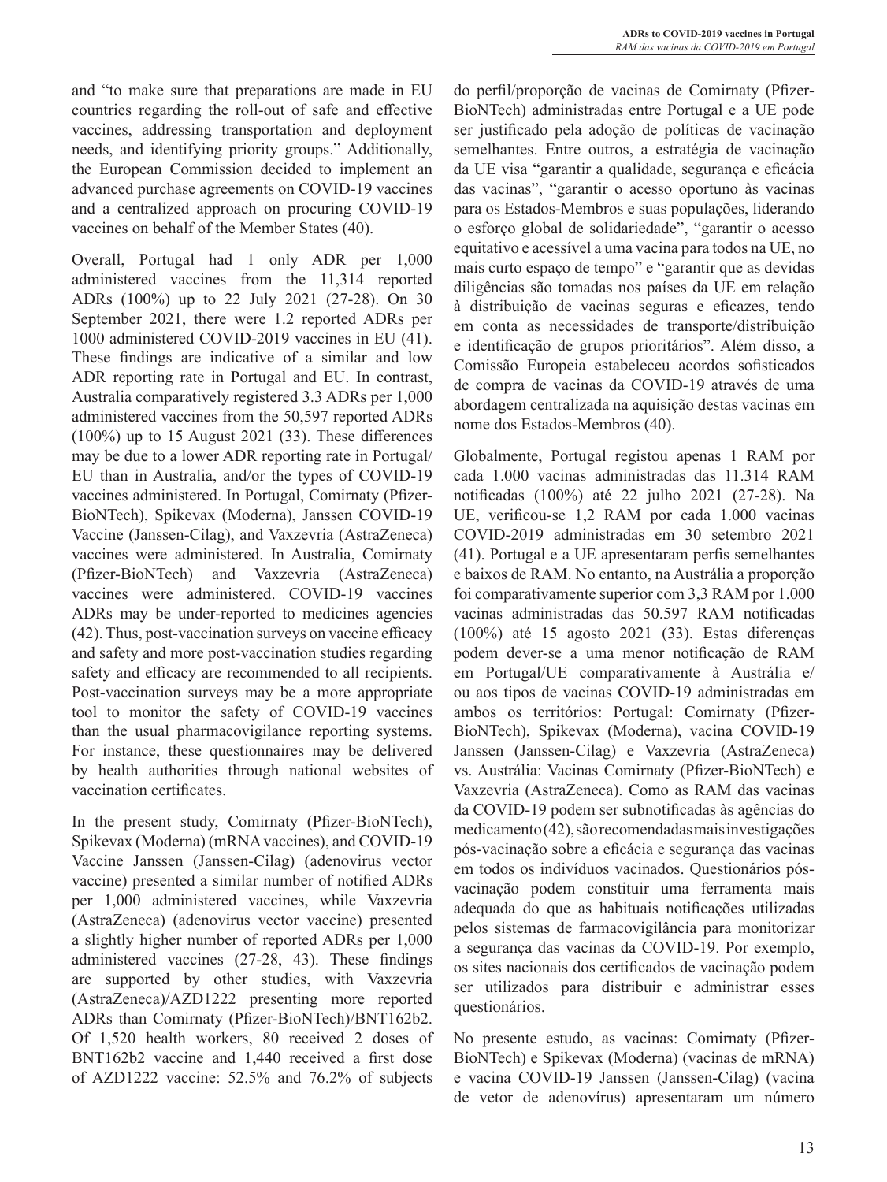and "to make sure that preparations are made in EU countries regarding the roll-out of safe and effective vaccines, addressing transportation and deployment needs, and identifying priority groups." Additionally, the European Commission decided to implement an advanced purchase agreements on COVID-19 vaccines and a centralized approach on procuring COVID-19 vaccines on behalf of the Member States (40).

Overall, Portugal had 1 only ADR per 1,000 administered vaccines from the 11,314 reported ADRs (100%) up to 22 July 2021 (27-28). On 30 September 2021, there were 1.2 reported ADRs per 1000 administered COVID-2019 vaccines in EU (41). These findings are indicative of a similar and low ADR reporting rate in Portugal and EU. In contrast, Australia comparatively registered 3.3 ADRs per 1,000 administered vaccines from the 50,597 reported ADRs (100%) up to 15 August 2021 (33). These differences may be due to a lower ADR reporting rate in Portugal/EU than in Australia, and/or the types of COVID-19 vaccines administered. In Portugal, Comirnaty (Pfizer-BioNTech), Spikevax (Moderna), Janssen COVID-19 Vaccine (Janssen-Cilag), and Vaxzevria (AstraZeneca) vaccines were administered. In Australia, Comirnaty (Pfizer-BioNTech) and Vaxzevria (AstraZeneca) vaccines were administered. COVID-19 vaccines ADRs may be under-reported to medicines agencies (42). Thus, post-vaccination surveys on vaccine efficacy and safety and more post-vaccination studies regarding safety and efficacy are recommended to all recipients. Post-vaccination surveys may be a more appropriate tool to monitor the safety of COVID-19 vaccines than the usual pharmacovigilance reporting systems. For instance, these questionnaires may be delivered by health authorities through national websites of vaccination certificates.

In the present study, Comirnaty (Pfizer-BioNTech), Spikevax (Moderna) (mRNA vaccines), and COVID-19 Vaccine Janssen (Janssen-Cilag) (adenovirus vector vaccine) presented a similar number of notified ADRs per 1,000 administered vaccines, while Vaxzevria (AstraZeneca) (adenovirus vector vaccine) presented a slightly higher number of reported ADRs per 1,000 administered vaccines (27-28, 43). These findings are supported by other studies, with Vaxzevria (AstraZeneca)/AZD1222 presenting more reported ADRs than Comirnaty (Pfizer-BioNTech)/BNT162b2. Of 1,520 health workers, 80 received 2 doses of BNT162b2 vaccine and 1,440 received a first dose of AZD1222 vaccine: 52.5% and 76.2% of subjects

do perfil/proporção de vacinas de Comirnaty (Pfizer-BioNTech) administradas entre Portugal e a UE pode ser justificado pela adoção de políticas de vacinação semelhantes. Entre outros, a estratégia de vacinação da UE visa "garantir a qualidade, segurança e eficácia das vacinas", "garantir o acesso oportuno às vacinas para os Estados-Membros e suas populações, liderando o esforço global de solidariedade", "garantir o acesso equitativo e acessível a uma vacina para todos na UE, no mais curto espaço de tempo" e "garantir que as devidas diligências são tomadas nos países da UE em relação à distribuição de vacinas seguras e eficazes, tendo em conta as necessidades de transporte/distribuição e identificação de grupos prioritários". Além disso, a Comissão Europeia estabeleceu acordos sofisticados de compra de vacinas da COVID-19 através de uma abordagem centralizada na aquisição destas vacinas em nome dos Estados-Membros (40).

Globalmente, Portugal registou apenas 1 RAM por cada 1.000 vacinas administradas das 11.314 RAM notificadas (100%) até 22 julho 2021 (27-28). Na UE, verificou-se 1,2 RAM por cada 1.000 vacinas COVID-2019 administradas em 30 setembro 2021 (41). Portugal e a UE apresentaram perfis semelhantes e baixos de RAM. No entanto, na Austrália a proporção foi comparativamente superior com 3,3 RAM por 1.000 vacinas administradas das 50.597 RAM notificadas (100%) até 15 agosto 2021 (33). Estas diferenças podem dever-se a uma menor notificação de RAM em Portugal/UE comparativamente à Austrália e/ou aos tipos de vacinas COVID-19 administradas em ambos os territórios: Portugal: Comirnaty (Pfizer-BioNTech), Spikevax (Moderna), vacina COVID-19 Janssen (Janssen-Cilag) e Vaxzevria (AstraZeneca) vs. Austrália: Vacinas Comirnaty (Pfizer-BioNTech) e Vaxzevria (AstraZeneca). Como as RAM das vacinas da COVID-19 podem ser subnotificadas às agências do medicamento (42), são recomendadas mais investigações pós-vacinação sobre a eficácia e segurança das vacinas em todos os indivíduos vacinados. Questionários pós-vacinação podem constituir uma ferramenta mais adequada do que as habituais notificações utilizadas pelos sistemas de farmacovigilância para monitorizar a segurança das vacinas da COVID-19. Por exemplo, os sites nacionais dos certificados de vacinação podem ser utilizados para distribuir e administrar esses questionários.

No presente estudo, as vacinas: Comirnaty (Pfizer-BioNTech) e Spikevax (Moderna) (vacinas de mRNA) e vacina COVID-19 Janssen (Janssen-Cilag) (vacina de vetor de adenovírus) apresentaram um número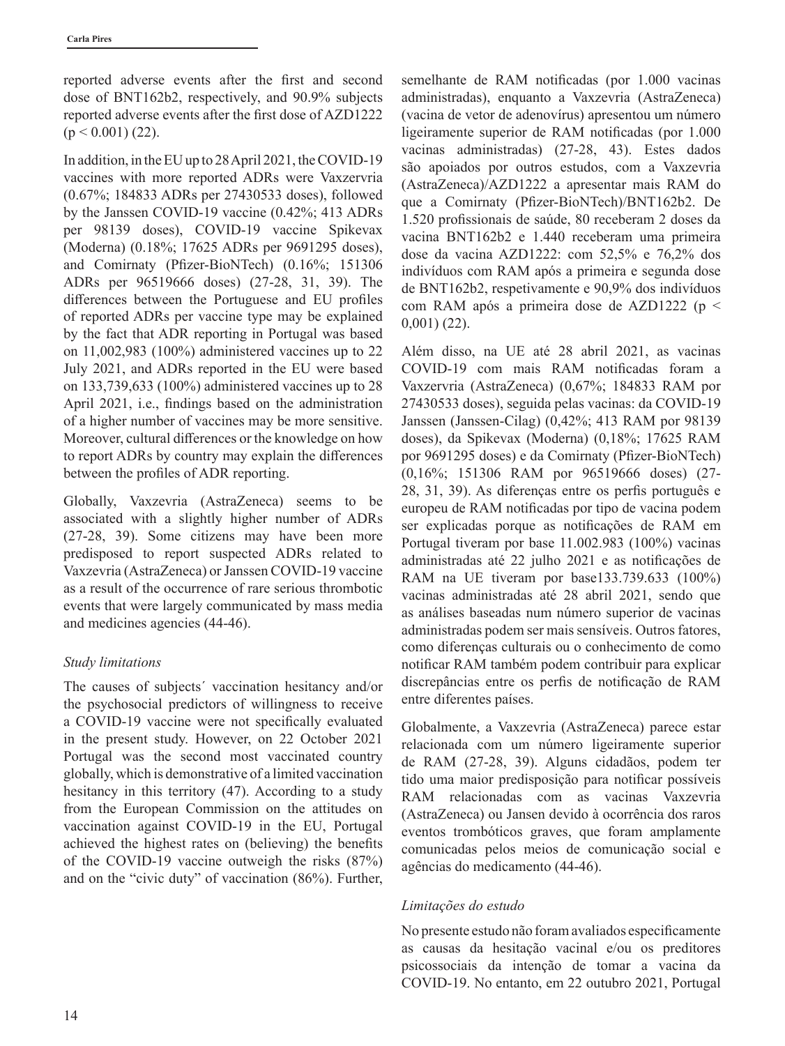reported adverse events after the first and second dose of BNT162b2, respectively, and 90.9% subjects reported adverse events after the first dose of AZD1222 ($p < 0.001$) (22).

In addition, in the EU up to 28 April 2021, the COVID-19 vaccines with more reported ADRs were Vaxzervria (0.67%; 184833 ADRs per 27430533 doses), followed by the Janssen COVID-19 vaccine (0.42%; 413 ADRs per 98139 doses), COVID-19 vaccine Spikevax (Moderna) (0.18%; 17625 ADRs per 9691295 doses), and Comirnaty (Pfizer-BioNTech) (0.16%; 151306 ADRs per 96519666 doses) (27-28, 31, 39). The differences between the Portuguese and EU profiles of reported ADRs per vaccine type may be explained by the fact that ADR reporting in Portugal was based on 11,002,983 (100%) administered vaccines up to 22 July 2021, and ADRs reported in the EU were based on 133,739,633 (100%) administered vaccines up to 28 April 2021, i.e., findings based on the administration of a higher number of vaccines may be more sensitive. Moreover, cultural differences or the knowledge on how to report ADRs by country may explain the differences between the profiles of ADR reporting.

Globally, Vaxzevria (AstraZeneca) seems to be associated with a slightly higher number of ADRs (27-28, 39). Some citizens may have been more predisposed to report suspected ADRs related to Vaxzevria (AstraZeneca) or Janssen COVID-19 vaccine as a result of the occurrence of rare serious thrombotic events that were largely communicated by mass media and medicines agencies (44-46).

*Study limitations*

The causes of subjects´ vaccination hesitancy and/or the psychosocial predictors of willingness to receive a COVID-19 vaccine were not specifically evaluated in the present study. However, on 22 October 2021 Portugal was the second most vaccinated country globally, which is demonstrative of a limited vaccination hesitancy in this territory (47). According to a study from the European Commission on the attitudes on vaccination against COVID-19 in the EU, Portugal achieved the highest rates on (believing) the benefits of the COVID-19 vaccine outweigh the risks (87%) and on the "civic duty" of vaccination (86%). Further,

semelhante de RAM notificadas (por 1.000 vacinas administradas), enquanto a Vaxzevria (AstraZeneca) (vacina de vetor de adenovírus) apresentou um número ligeiramente superior de RAM notificadas (por 1.000 vacinas administradas) (27-28, 43). Estes dados são apoiados por outros estudos, com a Vaxzevria (AstraZeneca)/AZD1222 a apresentar mais RAM do que a Comirnaty (Pfizer-BioNTech)/BNT162b2. De 1.520 profissionais de saúde, 80 receberam 2 doses da vacina BNT162b2 e 1.440 receberam uma primeira dose da vacina AZD1222: com 52,5% e 76,2% dos indivíduos com RAM após a primeira e segunda dose de BNT162b2, respetivamente e 90,9% dos indivíduos com RAM após a primeira dose de AZD1222 ($p < 0{,}001$) (22).

Além disso, na UE até 28 abril 2021, as vacinas COVID-19 com mais RAM notificadas foram a Vaxzervria (AstraZeneca) (0,67%; 184833 RAM por 27430533 doses), seguida pelas vacinas: da COVID-19 Janssen (Janssen-Cilag) (0,42%; 413 RAM por 98139 doses), da Spikevax (Moderna) (0,18%; 17625 RAM por 9691295 doses) e da Comirnaty (Pfizer-BioNTech) (0,16%; 151306 RAM por 96519666 doses) (27-28, 31, 39). As diferenças entre os perfis português e europeu de RAM notificadas por tipo de vacina podem ser explicadas porque as notificações de RAM em Portugal tiveram por base 11.002.983 (100%) vacinas administradas até 22 julho 2021 e as notificações de RAM na UE tiveram por base133.739.633 (100%) vacinas administradas até 28 abril 2021, sendo que as análises baseadas num número superior de vacinas administradas podem ser mais sensíveis. Outros fatores, como diferenças culturais ou o conhecimento de como notificar RAM também podem contribuir para explicar discrepâncias entre os perfis de notificação de RAM entre diferentes países.

Globalmente, a Vaxzevria (AstraZeneca) parece estar relacionada com um número ligeiramente superior de RAM (27-28, 39). Alguns cidadãos, podem ter tido uma maior predisposição para notificar possíveis RAM relacionadas com as vacinas Vaxzevria (AstraZeneca) ou Jansen devido à ocorrência dos raros eventos trombóticos graves, que foram amplamente comunicadas pelos meios de comunicação social e agências do medicamento (44-46).

*Limitações do estudo*

No presente estudo não foram avaliados especificamente as causas da hesitação vacinal e/ou os preditores psicossociais da intenção de tomar a vacina da COVID-19. No entanto, em 22 outubro 2021, Portugal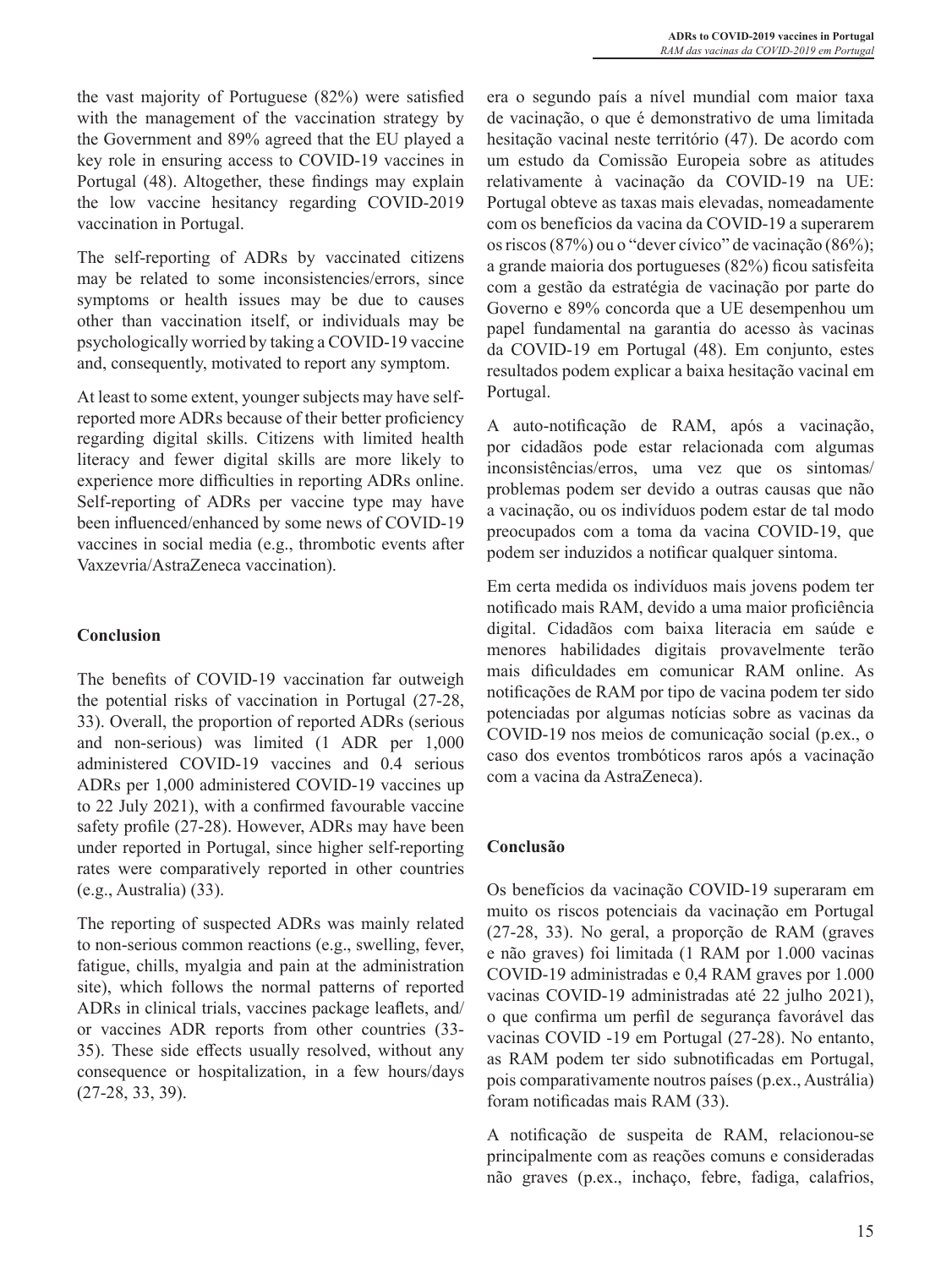the vast majority of Portuguese (82%) were satisfied with the management of the vaccination strategy by the Government and 89% agreed that the EU played a key role in ensuring access to COVID-19 vaccines in Portugal (48). Altogether, these findings may explain the low vaccine hesitancy regarding COVID-2019 vaccination in Portugal.

The self-reporting of ADRs by vaccinated citizens may be related to some inconsistencies/errors, since symptoms or health issues may be due to causes other than vaccination itself, or individuals may be psychologically worried by taking a COVID-19 vaccine and, consequently, motivated to report any symptom.

At least to some extent, younger subjects may have self-reported more ADRs because of their better proficiency regarding digital skills. Citizens with limited health literacy and fewer digital skills are more likely to experience more difficulties in reporting ADRs online. Self-reporting of ADRs per vaccine type may have been influenced/enhanced by some news of COVID-19 vaccines in social media (e.g., thrombotic events after Vaxzevria/AstraZeneca vaccination).

## Conclusion

The benefits of COVID-19 vaccination far outweigh the potential risks of vaccination in Portugal (27-28, 33). Overall, the proportion of reported ADRs (serious and non-serious) was limited (1 ADR per 1,000 administered COVID-19 vaccines and 0.4 serious ADRs per 1,000 administered COVID-19 vaccines up to 22 July 2021), with a confirmed favourable vaccine safety profile (27-28). However, ADRs may have been under reported in Portugal, since higher self-reporting rates were comparatively reported in other countries (e.g., Australia) (33).

The reporting of suspected ADRs was mainly related to non-serious common reactions (e.g., swelling, fever, fatigue, chills, myalgia and pain at the administration site), which follows the normal patterns of reported ADRs in clinical trials, vaccines package leaflets, and/or vaccines ADR reports from other countries (33-35). These side effects usually resolved, without any consequence or hospitalization, in a few hours/days (27-28, 33, 39).

era o segundo país a nível mundial com maior taxa de vacinação, o que é demonstrativo de uma limitada hesitação vacinal neste território (47). De acordo com um estudo da Comissão Europeia sobre as atitudes relativamente à vacinação da COVID-19 na UE: Portugal obteve as taxas mais elevadas, nomeadamente com os benefícios da vacina da COVID-19 a superarem os riscos (87%) ou o "dever cívico" de vacinação (86%); a grande maioria dos portugueses (82%) ficou satisfeita com a gestão da estratégia de vacinação por parte do Governo e 89% concorda que a UE desempenhou um papel fundamental na garantia do acesso às vacinas da COVID-19 em Portugal (48). Em conjunto, estes resultados podem explicar a baixa hesitação vacinal em Portugal.

A auto-notificação de RAM, após a vacinação, por cidadãos pode estar relacionada com algumas inconsistências/erros, uma vez que os sintomas/problemas podem ser devido a outras causas que não a vacinação, ou os indivíduos podem estar de tal modo preocupados com a toma da vacina COVID-19, que podem ser induzidos a notificar qualquer sintoma.

Em certa medida os indivíduos mais jovens podem ter notificado mais RAM, devido a uma maior proficiência digital. Cidadãos com baixa literacia em saúde e menores habilidades digitais provavelmente terão mais dificuldades em comunicar RAM online. As notificações de RAM por tipo de vacina podem ter sido potenciadas por algumas notícias sobre as vacinas da COVID-19 nos meios de comunicação social (p.ex., o caso dos eventos trombóticos raros após a vacinação com a vacina da AstraZeneca).

## Conclusão

Os benefícios da vacinação COVID-19 superaram em muito os riscos potenciais da vacinação em Portugal (27-28, 33). No geral, a proporção de RAM (graves e não graves) foi limitada (1 RAM por 1.000 vacinas COVID-19 administradas e 0,4 RAM graves por 1.000 vacinas COVID-19 administradas até 22 julho 2021), o que confirma um perfil de segurança favorável das vacinas COVID -19 em Portugal (27-28). No entanto, as RAM podem ter sido subnotificadas em Portugal, pois comparativamente noutros países (p.ex., Austrália) foram notificadas mais RAM (33).

A notificação de suspeita de RAM, relacionou-se principalmente com as reações comuns e consideradas não graves (p.ex., inchaço, febre, fadiga, calafrios,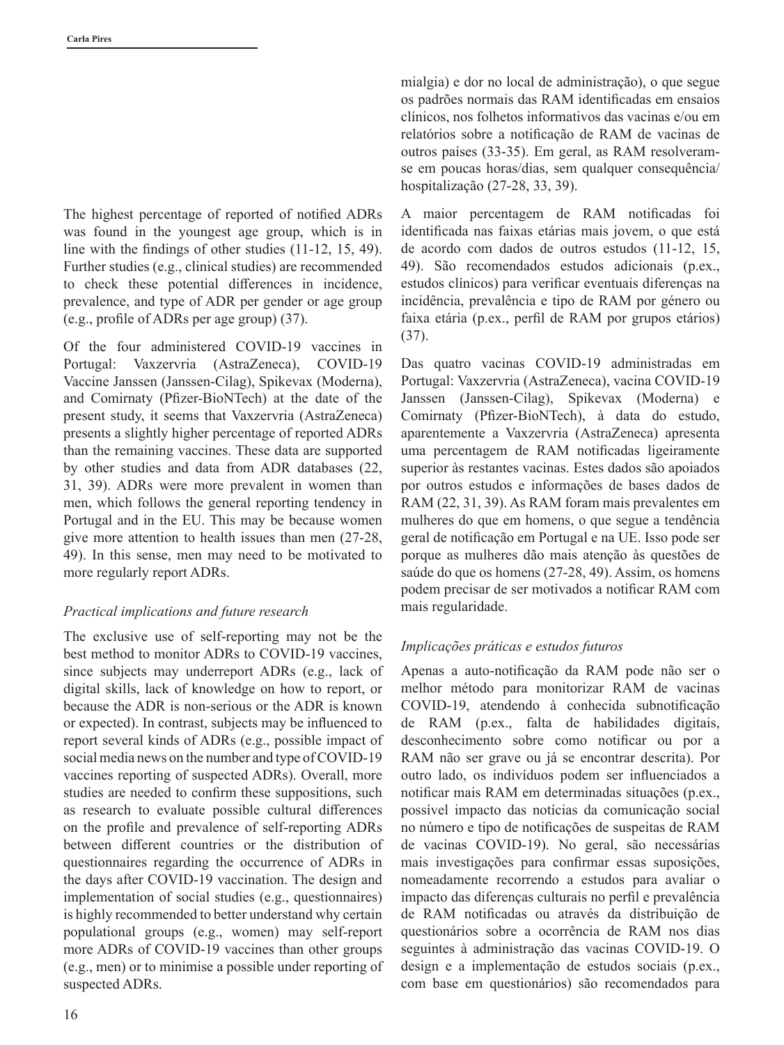The highest percentage of reported of notified ADRs was found in the youngest age group, which is in line with the findings of other studies (11-12, 15, 49). Further studies (e.g., clinical studies) are recommended to check these potential differences in incidence, prevalence, and type of ADR per gender or age group (e.g., profile of ADRs per age group) (37).

Of the four administered COVID-19 vaccines in Portugal: Vaxzervria (AstraZeneca), COVID-19 Vaccine Janssen (Janssen-Cilag), Spikevax (Moderna), and Comirnaty (Pfizer-BioNTech) at the date of the present study, it seems that Vaxzervria (AstraZeneca) presents a slightly higher percentage of reported ADRs than the remaining vaccines. These data are supported by other studies and data from ADR databases (22, 31, 39). ADRs were more prevalent in women than men, which follows the general reporting tendency in Portugal and in the EU. This may be because women give more attention to health issues than men (27-28, 49). In this sense, men may need to be motivated to more regularly report ADRs.

*Practical implications and future research*

The exclusive use of self-reporting may not be the best method to monitor ADRs to COVID-19 vaccines, since subjects may underreport ADRs (e.g., lack of digital skills, lack of knowledge on how to report, or because the ADR is non-serious or the ADR is known or expected). In contrast, subjects may be influenced to report several kinds of ADRs (e.g., possible impact of social media news on the number and type of COVID-19 vaccines reporting of suspected ADRs). Overall, more studies are needed to confirm these suppositions, such as research to evaluate possible cultural differences on the profile and prevalence of self-reporting ADRs between different countries or the distribution of questionnaires regarding the occurrence of ADRs in the days after COVID-19 vaccination. The design and implementation of social studies (e.g., questionnaires) is highly recommended to better understand why certain populational groups (e.g., women) may self-report more ADRs of COVID-19 vaccines than other groups (e.g., men) or to minimise a possible under reporting of suspected ADRs.

mialgia) e dor no local de administração), o que segue os padrões normais das RAM identificadas em ensaios clínicos, nos folhetos informativos das vacinas e/ou em relatórios sobre a notificação de RAM de vacinas de outros países (33-35). Em geral, as RAM resolveram-se em poucas horas/dias, sem qualquer consequência/hospitalização (27-28, 33, 39).

A maior percentagem de RAM notificadas foi identificada nas faixas etárias mais jovem, o que está de acordo com dados de outros estudos (11-12, 15, 49). São recomendados estudos adicionais (p.ex., estudos clínicos) para verificar eventuais diferenças na incidência, prevalência e tipo de RAM por género ou faixa etária (p.ex., perfil de RAM por grupos etários) (37).

Das quatro vacinas COVID-19 administradas em Portugal: Vaxzervria (AstraZeneca), vacina COVID-19 Janssen (Janssen-Cilag), Spikevax (Moderna) e Comirnaty (Pfizer-BioNTech), à data do estudo, aparentemente a Vaxzervria (AstraZeneca) apresenta uma percentagem de RAM notificadas ligeiramente superior às restantes vacinas. Estes dados são apoiados por outros estudos e informações de bases dados de RAM (22, 31, 39). As RAM foram mais prevalentes em mulheres do que em homens, o que segue a tendência geral de notificação em Portugal e na UE. Isso pode ser porque as mulheres dão mais atenção às questões de saúde do que os homens (27-28, 49). Assim, os homens podem precisar de ser motivados a notificar RAM com mais regularidade.

*Implicações práticas e estudos futuros*

Apenas a auto-notificação da RAM pode não ser o melhor método para monitorizar RAM de vacinas COVID-19, atendendo à conhecida subnotificação de RAM (p.ex., falta de habilidades digitais, desconhecimento sobre como notificar ou por a RAM não ser grave ou já se encontrar descrita). Por outro lado, os indivíduos podem ser influenciados a notificar mais RAM em determinadas situações (p.ex., possível impacto das notícias da comunicação social no número e tipo de notificações de suspeitas de RAM de vacinas COVID-19). No geral, são necessárias mais investigações para confirmar essas suposições, nomeadamente recorrendo a estudos para avaliar o impacto das diferenças culturais no perfil e prevalência de RAM notificadas ou através da distribuição de questionários sobre a ocorrência de RAM nos dias seguintes à administração das vacinas COVID-19. O design e a implementação de estudos sociais (p.ex., com base em questionários) são recomendados para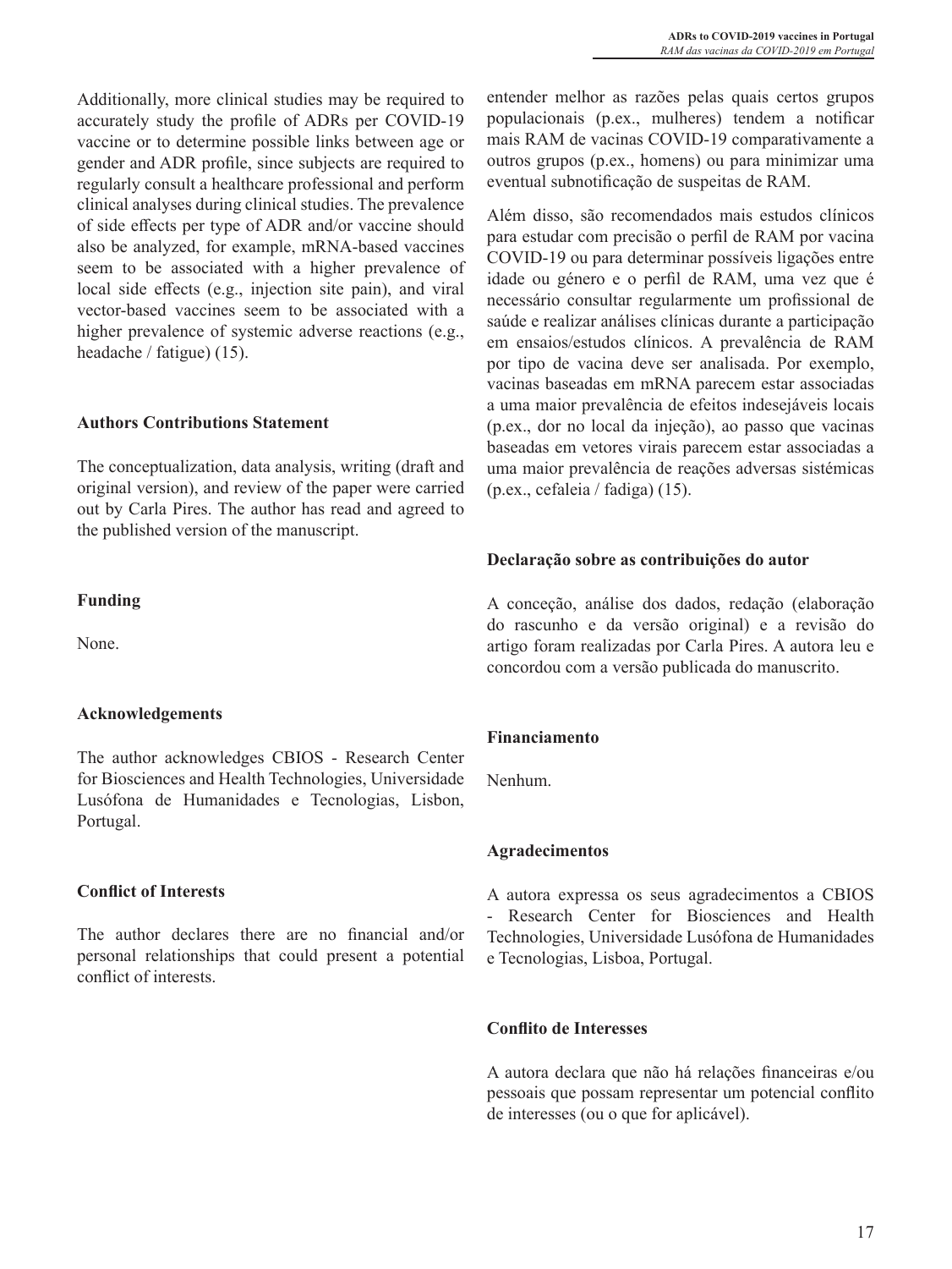Additionally, more clinical studies may be required to accurately study the profile of ADRs per COVID-19 vaccine or to determine possible links between age or gender and ADR profile, since subjects are required to regularly consult a healthcare professional and perform clinical analyses during clinical studies. The prevalence of side effects per type of ADR and/or vaccine should also be analyzed, for example, mRNA-based vaccines seem to be associated with a higher prevalence of local side effects (e.g., injection site pain), and viral vector-based vaccines seem to be associated with a higher prevalence of systemic adverse reactions (e.g., headache / fatigue) (15).

#### Authors Contributions Statement

The conceptualization, data analysis, writing (draft and original version), and review of the paper were carried out by Carla Pires. The author has read and agreed to the published version of the manuscript.

#### Funding

None.

#### Acknowledgements

The author acknowledges CBIOS - Research Center for Biosciences and Health Technologies, Universidade Lusófona de Humanidades e Tecnologias, Lisbon, Portugal.

#### Conflict of Interests

The author declares there are no financial and/or personal relationships that could present a potential conflict of interests.

entender melhor as razões pelas quais certos grupos populacionais (p.ex., mulheres) tendem a notificar mais RAM de vacinas COVID-19 comparativamente a outros grupos (p.ex., homens) ou para minimizar uma eventual subnotificação de suspeitas de RAM.

Além disso, são recomendados mais estudos clínicos para estudar com precisão o perfil de RAM por vacina COVID-19 ou para determinar possíveis ligações entre idade ou género e o perfil de RAM, uma vez que é necessário consultar regularmente um profissional de saúde e realizar análises clínicas durante a participação em ensaios/estudos clínicos. A prevalência de RAM por tipo de vacina deve ser analisada. Por exemplo, vacinas baseadas em mRNA parecem estar associadas a uma maior prevalência de efeitos indesejáveis locais (p.ex., dor no local da injeção), ao passo que vacinas baseadas em vetores virais parecem estar associadas a uma maior prevalência de reações adversas sistémicas (p.ex., cefaleia / fadiga) (15).

#### Declaração sobre as contribuições do autor

A conceção, análise dos dados, redação (elaboração do rascunho e da versão original) e a revisão do artigo foram realizadas por Carla Pires. A autora leu e concordou com a versão publicada do manuscrito.

#### Financiamento

Nenhum.

#### Agradecimentos

A autora expressa os seus agradecimentos a CBIOS - Research Center for Biosciences and Health Technologies, Universidade Lusófona de Humanidades e Tecnologias, Lisboa, Portugal.

#### Conflito de Interesses

A autora declara que não há relações financeiras e/ou pessoais que possam representar um potencial conflito de interesses (ou o que for aplicável).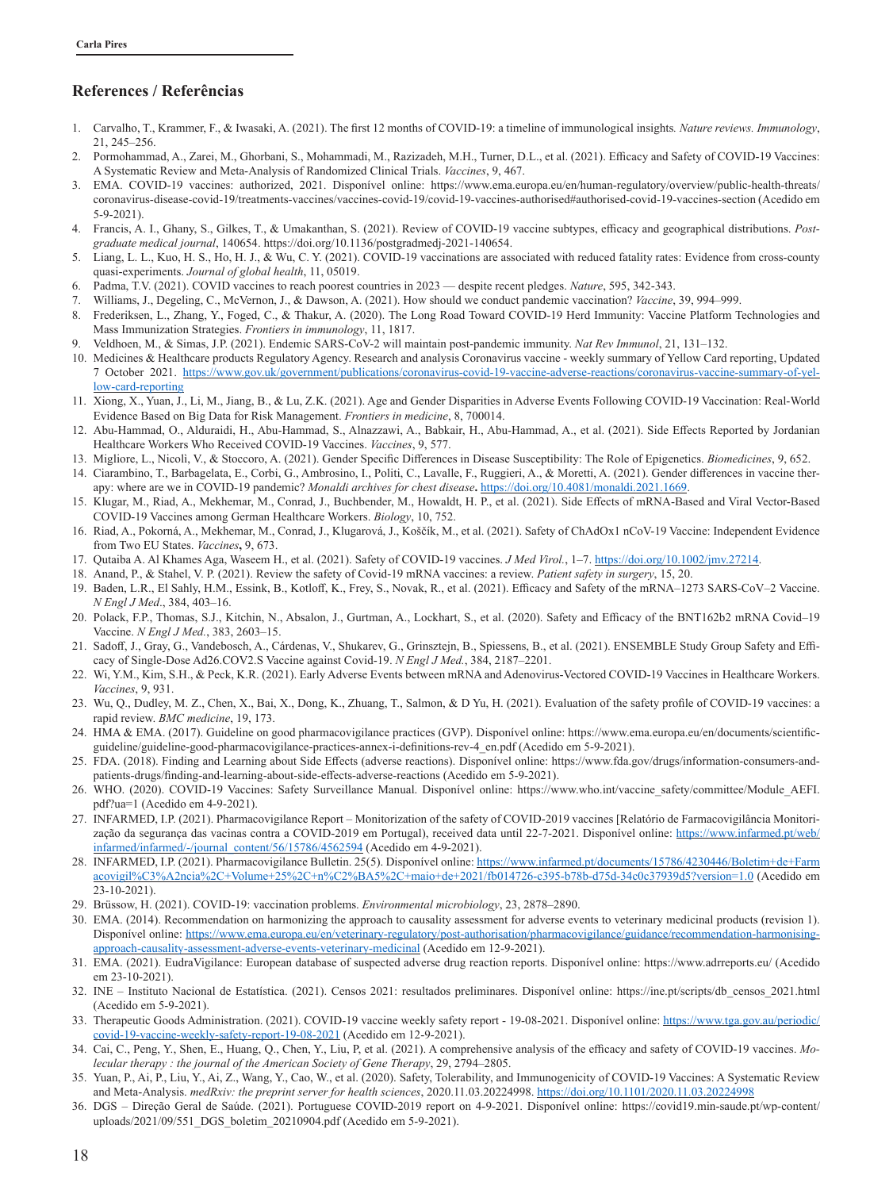## References / Referências

1. Carvalho, T., Krammer, F., & Iwasaki, A. (2021). The first 12 months of COVID-19: a timeline of immunological insights. *Nature reviews. Immunology*, 21, 245–256.
2. Pormohammad, A., Zarei, M., Ghorbani, S., Mohammadi, M., Razizadeh, M.H., Turner, D.L., et al. (2021). Efficacy and Safety of COVID-19 Vaccines: A Systematic Review and Meta-Analysis of Randomized Clinical Trials. *Vaccines*, 9, 467.
3. EMA. COVID-19 vaccines: authorized, 2021. Disponível online: https://www.ema.europa.eu/en/human-regulatory/overview/public-health-threats/coronavirus-disease-covid-19/treatments-vaccines/vaccines-covid-19/covid-19-vaccines-authorised#authorised-covid-19-vaccines-section (Acedido em 5-9-2021).
4. Francis, A. I., Ghany, S., Gilkes, T., & Umakanthan, S. (2021). Review of COVID-19 vaccine subtypes, efficacy and geographical distributions. *Postgraduate medical journal*, 140654. https://doi.org/10.1136/postgradmedj-2021-140654.
5. Liang, L. L., Kuo, H. S., Ho, H. J., & Wu, C. Y. (2021). COVID-19 vaccinations are associated with reduced fatality rates: Evidence from cross-county quasi-experiments. *Journal of global health*, 11, 05019.
6. Padma, T.V. (2021). COVID vaccines to reach poorest countries in 2023 — despite recent pledges. *Nature*, 595, 342-343.
7. Williams, J., Degeling, C., McVernon, J., & Dawson, A. (2021). How should we conduct pandemic vaccination? *Vaccine*, 39, 994–999.
8. Frederiksen, L., Zhang, Y., Foged, C., & Thakur, A. (2020). The Long Road Toward COVID-19 Herd Immunity: Vaccine Platform Technologies and Mass Immunization Strategies. *Frontiers in immunology*, 11, 1817.
9. Veldhoen, M., & Simas, J.P. (2021). Endemic SARS-CoV-2 will maintain post-pandemic immunity. *Nat Rev Immunol*, 21, 131–132.
10. Medicines & Healthcare products Regulatory Agency. Research and analysis Coronavirus vaccine - weekly summary of Yellow Card reporting, Updated 7 October 2021. https://www.gov.uk/government/publications/coronavirus-covid-19-vaccine-adverse-reactions/coronavirus-vaccine-summary-of-yellow-card-reporting
11. Xiong, X., Yuan, J., Li, M., Jiang, B., & Lu, Z.K. (2021). Age and Gender Disparities in Adverse Events Following COVID-19 Vaccination: Real-World Evidence Based on Big Data for Risk Management. *Frontiers in medicine*, 8, 700014.
12. Abu-Hammad, O., Alduraidi, H., Abu-Hammad, S., Alnazzawi, A., Babkair, H., Abu-Hammad, A., et al. (2021). Side Effects Reported by Jordanian Healthcare Workers Who Received COVID-19 Vaccines. *Vaccines*, 9, 577.
13. Migliore, L., Nicolì, V., & Stoccoro, A. (2021). Gender Specific Differences in Disease Susceptibility: The Role of Epigenetics. *Biomedicines*, 9, 652.
14. Ciarambino, T., Barbagelata, E., Corbi, G., Ambrosino, I., Politi, C., Lavalle, F., Ruggieri, A., & Moretti, A. (2021). Gender differences in vaccine therapy: where are we in COVID-19 pandemic? *Monaldi archives for chest disease***.** https://doi.org/10.4081/monaldi.2021.1669.
15. Klugar, M., Riad, A., Mekhemar, M., Conrad, J., Buchbender, M., Howaldt, H. P., et al. (2021). Side Effects of mRNA-Based and Viral Vector-Based COVID-19 Vaccines among German Healthcare Workers. *Biology*, 10, 752.
16. Riad, A., Pokorná, A., Mekhemar, M., Conrad, J., Klugarová, J., Koščík, M., et al. (2021). Safety of ChAdOx1 nCoV-19 Vaccine: Independent Evidence from Two EU States. *Vaccines***,** 9, 673.
17. Qutaiba A. Al Khames Aga, Waseem H., et al. (2021). Safety of COVID-19 vaccines. *J Med Virol.*, 1–7. https://doi.org/10.1002/jmv.27214.
18. Anand, P., & Stahel, V. P. (2021). Review the safety of Covid-19 mRNA vaccines: a review. *Patient safety in surgery*, 15, 20.
19. Baden, L.R., El Sahly, H.M., Essink, B., Kotloff, K., Frey, S., Novak, R., et al. (2021). Efficacy and Safety of the mRNA–1273 SARS-CoV–2 Vaccine. *N Engl J Med*., 384, 403–16.
20. Polack, F.P., Thomas, S.J., Kitchin, N., Absalon, J., Gurtman, A., Lockhart, S., et al. (2020). Safety and Efficacy of the BNT162b2 mRNA Covid–19 Vaccine. *N Engl J Med.*, 383, 2603–15.
21. Sadoff, J., Gray, G., Vandebosch, A., Cárdenas, V., Shukarev, G., Grinsztejn, B., Spiessens, B., et al. (2021). ENSEMBLE Study Group Safety and Efficacy of Single-Dose Ad26.COV2.S Vaccine against Covid-19. *N Engl J Med.*, 384, 2187–2201.
22. Wi, Y.M., Kim, S.H., & Peck, K.R. (2021). Early Adverse Events between mRNA and Adenovirus-Vectored COVID-19 Vaccines in Healthcare Workers. *Vaccines*, 9, 931.
23. Wu, Q., Dudley, M. Z., Chen, X., Bai, X., Dong, K., Zhuang, T., Salmon, & D Yu, H. (2021). Evaluation of the safety profile of COVID-19 vaccines: a rapid review. *BMC medicine*, 19, 173.
24. HMA & EMA. (2017). Guideline on good pharmacovigilance practices (GVP). Disponível online: https://www.ema.europa.eu/en/documents/scientific-guideline/guideline-good-pharmacovigilance-practices-annex-i-definitions-rev-4_en.pdf (Acedido em 5-9-2021).
25. FDA. (2018). Finding and Learning about Side Effects (adverse reactions). Disponível online: https://www.fda.gov/drugs/information-consumers-and-patients-drugs/finding-and-learning-about-side-effects-adverse-reactions (Acedido em 5-9-2021).
26. WHO. (2020). COVID-19 Vaccines: Safety Surveillance Manual. Disponível online: https://www.who.int/vaccine_safety/committee/Module_AEFI.pdf?ua=1 (Acedido em 4-9-2021).
27. INFARMED, I.P. (2021). Pharmacovigilance Report – Monitorization of the safety of COVID-2019 vaccines [Relatório de Farmacovigilância Monitorização da segurança das vacinas contra a COVID-2019 em Portugal), received data until 22-7-2021. Disponível online: https://www.infarmed.pt/web/infarmed/infarmed/-/journal_content/56/15786/4562594 (Acedido em 4-9-2021).
28. INFARMED, I.P. (2021). Pharmacovigilance Bulletin. 25(5). Disponível online: https://www.infarmed.pt/documents/15786/4230446/Boletim+de+Farmacovigil%C3%A2ncia%2C+Volume+25%2C+n%C2%BA5%2C+maio+de+2021/fb014726-c395-b78b-d75d-34c0c37939d5?version=1.0 (Acedido em 23-10-2021).
29. Brüssow, H. (2021). COVID-19: vaccination problems. *Environmental microbiology*, 23, 2878–2890.
30. EMA. (2014). Recommendation on harmonizing the approach to causality assessment for adverse events to veterinary medicinal products (revision 1). Disponível online: https://www.ema.europa.eu/en/veterinary-regulatory/post-authorisation/pharmacovigilance/guidance/recommendation-harmonising-approach-causality-assessment-adverse-events-veterinary-medicinal (Acedido em 12-9-2021).
31. EMA. (2021). EudraVigilance: European database of suspected adverse drug reaction reports. Disponível online: https://www.adrreports.eu/ (Acedido em 23-10-2021).
32. INE – Instituto Nacional de Estatística. (2021). Censos 2021: resultados preliminares. Disponível online: https://ine.pt/scripts/db_censos_2021.html (Acedido em 5-9-2021).
33. Therapeutic Goods Administration. (2021). COVID-19 vaccine weekly safety report - 19-08-2021. Disponível online: https://www.tga.gov.au/periodic/covid-19-vaccine-weekly-safety-report-19-08-2021 (Acedido em 12-9-2021).
34. Cai, C., Peng, Y., Shen, E., Huang, Q., Chen, Y., Liu, P, et al. (2021). A comprehensive analysis of the efficacy and safety of COVID-19 vaccines. *Molecular therapy : the journal of the American Society of Gene Therapy*, 29, 2794–2805.
35. Yuan, P., Ai, P., Liu, Y., Ai, Z., Wang, Y., Cao, W., et al. (2020). Safety, Tolerability, and Immunogenicity of COVID-19 Vaccines: A Systematic Review and Meta-Analysis. *medRxiv: the preprint server for health sciences*, 2020.11.03.20224998. https://doi.org/10.1101/2020.11.03.20224998
36. DGS – Direção Geral de Saúde. (2021). Portuguese COVID-2019 report on 4-9-2021. Disponível online: https://covid19.min-saude.pt/wp-content/uploads/2021/09/551_DGS_boletim_20210904.pdf (Acedido em 5-9-2021).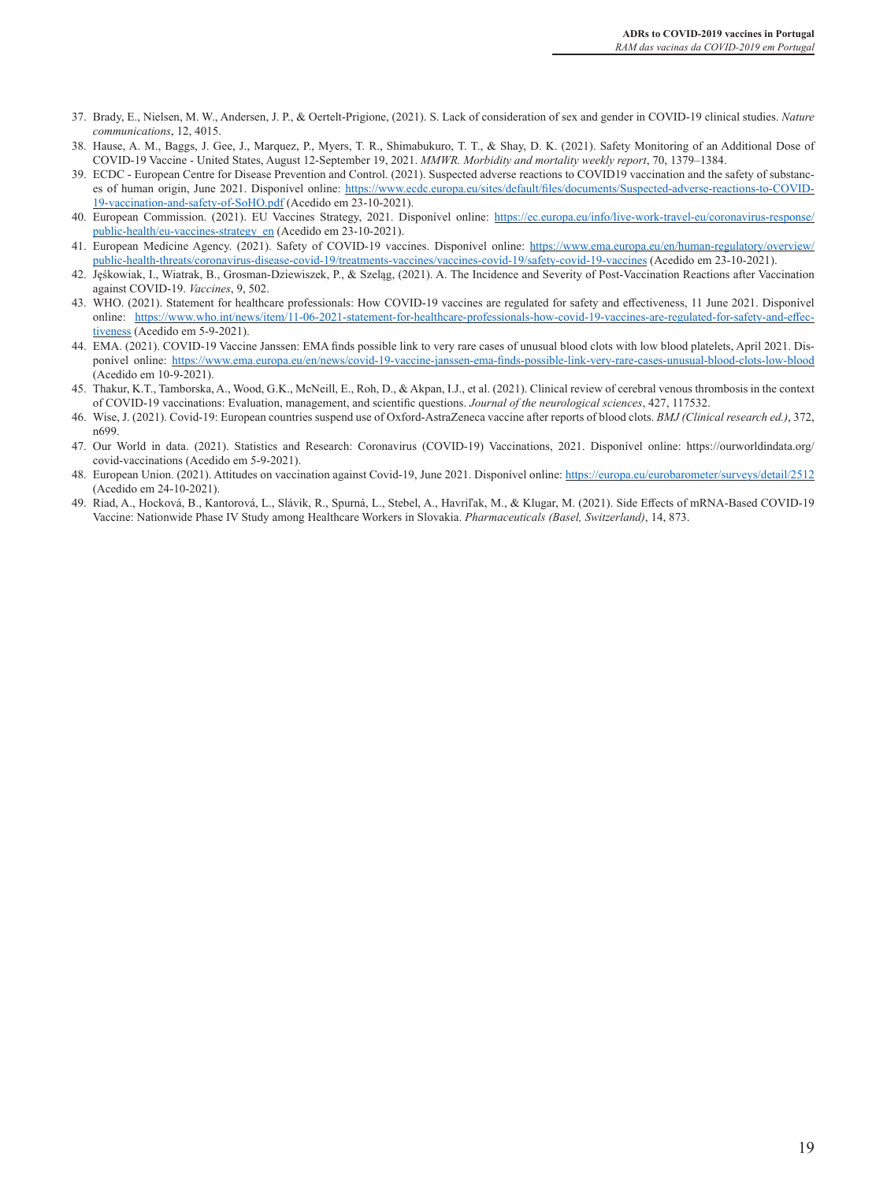37. Brady, E., Nielsen, M. W., Andersen, J. P., & Oertelt-Prigione, (2021). S. Lack of consideration of sex and gender in COVID-19 clinical studies. *Nature communications*, 12, 4015.
38. Hause, A. M., Baggs, J. Gee, J., Marquez, P., Myers, T. R., Shimabukuro, T. T., & Shay, D. K. (2021). Safety Monitoring of an Additional Dose of COVID-19 Vaccine - United States, August 12-September 19, 2021. *MMWR. Morbidity and mortality weekly report*, 70, 1379–1384.
39. ECDC - European Centre for Disease Prevention and Control. (2021). Suspected adverse reactions to COVID19 vaccination and the safety of substances of human origin, June 2021. Disponível online: https://www.ecdc.europa.eu/sites/default/files/documents/Suspected-adverse-reactions-to-COVID-19-vaccination-and-safety-of-SoHO.pdf (Acedido em 23-10-2021).
40. European Commission. (2021). EU Vaccines Strategy, 2021. Disponível online: https://ec.europa.eu/info/live-work-travel-eu/coronavirus-response/public-health/eu-vaccines-strategy_en (Acedido em 23-10-2021).
41. European Medicine Agency. (2021). Safety of COVID-19 vaccines. Disponível online: https://www.ema.europa.eu/en/human-regulatory/overview/public-health-threats/coronavirus-disease-covid-19/treatments-vaccines/vaccines-covid-19/safety-covid-19-vaccines (Acedido em 23-10-2021).
42. Jęśkowiak, I., Wiatrak, B., Grosman-Dziewiszek, P., & Szeląg, (2021). A. The Incidence and Severity of Post-Vaccination Reactions after Vaccination against COVID-19. *Vaccines*, 9, 502.
43. WHO. (2021). Statement for healthcare professionals: How COVID-19 vaccines are regulated for safety and effectiveness, 11 June 2021. Disponível online: https://www.who.int/news/item/11-06-2021-statement-for-healthcare-professionals-how-covid-19-vaccines-are-regulated-for-safety-and-effectiveness (Acedido em 5-9-2021).
44. EMA. (2021). COVID-19 Vaccine Janssen: EMA finds possible link to very rare cases of unusual blood clots with low blood platelets, April 2021. Disponível online: https://www.ema.europa.eu/en/news/covid-19-vaccine-janssen-ema-finds-possible-link-very-rare-cases-unusual-blood-clots-low-blood (Acedido em 10-9-2021).
45. Thakur, K.T., Tamborska, A., Wood, G.K., McNeill, E., Roh, D., & Akpan, I.J., et al. (2021). Clinical review of cerebral venous thrombosis in the context of COVID-19 vaccinations: Evaluation, management, and scientific questions. *Journal of the neurological sciences*, 427, 117532.
46. Wise, J. (2021). Covid-19: European countries suspend use of Oxford-AstraZeneca vaccine after reports of blood clots. *BMJ (Clinical research ed.)*, 372, n699.
47. Our World in data. (2021). Statistics and Research: Coronavirus (COVID-19) Vaccinations, 2021. Disponível online: https://ourworldindata.org/covid-vaccinations (Acedido em 5-9-2021).
48. European Union. (2021). Attitudes on vaccination against Covid-19, June 2021. Disponível online: https://europa.eu/eurobarometer/surveys/detail/2512 (Acedido em 24-10-2021).
49. Riad, A., Hocková, B., Kantorová, L., Slávik, R., Spurná, L., Stebel, A., Havriľak, M., & Klugar, M. (2021). Side Effects of mRNA-Based COVID-19 Vaccine: Nationwide Phase IV Study among Healthcare Workers in Slovakia. *Pharmaceuticals (Basel, Switzerland)*, 14, 873.